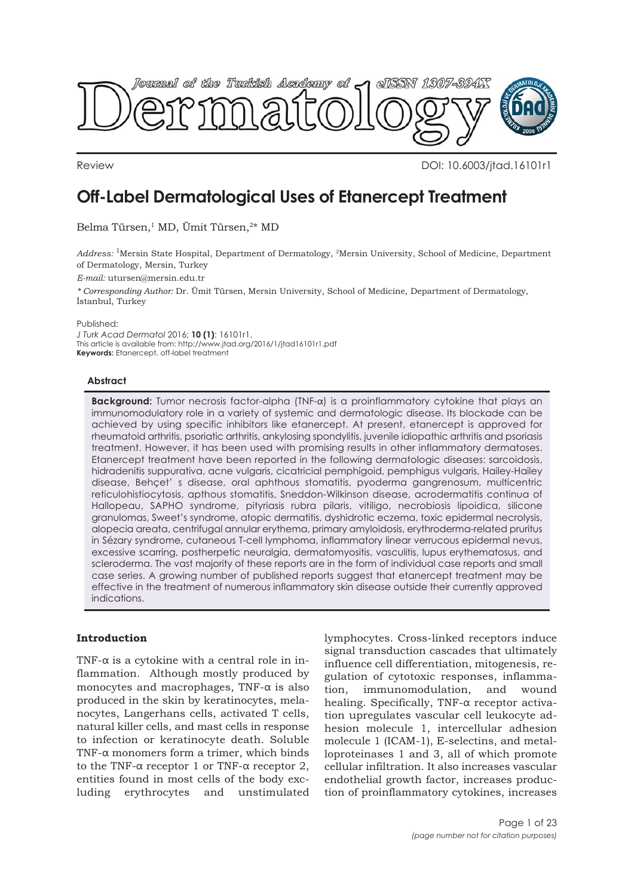Review

DOI: 10.6003/jtad.16101r1

# Off-Label Dermatological Uses of Etanercept Treatment

Belma Türsen,[1] MD, Ümit Türsen,[2*] MD

*Address:* [1]Mersin State Hospital, Department of Dermatology, [2]Mersin University, School of Medicine, Department of Dermatology, Mersin, Turkey

*E-mail:* utursen@mersin.edu.tr

*\* Corresponding Author:* Dr. Ümit Türsen, Mersin University, School of Medicine, Department of Dermatology, İstanbul, Turkey

Published:
*J Turk Acad Dermatol* 2016; **10 (1)**: 16101r1.
This article is available from: http://www.jtad.org/2016/1/jtad16101r1.pdf
**Keywords:** Etanercept, off-label treatment

#### Abstract

**Background:** Tumor necrosis factor-alpha (TNF-α) is a proinflammatory cytokine that plays an immunomodulatory role in a variety of systemic and dermatologic disease. Its blockade can be achieved by using specific inhibitors like etanercept. At present, etanercept is approved for rheumatoid arthritis, psoriatic arthritis, ankylosing spondylitis, juvenile idiopathic arthritis and psoriasis treatment. However, it has been used with promising results in other inflammatory dermatoses. Etanercept treatment have been reported in the following dermatologic diseases: sarcoidosis, hidradenitis suppurativa, acne vulgaris, cicatricial pemphigoid, pemphigus vulgaris, Hailey-Hailey disease, Behçet' s disease, oral aphthous stomatitis, pyoderma gangrenosum, multicentric reticulohistiocytosis, apthous stomatitis, Sneddon-Wilkinson disease, acrodermatitis continua of Hallopeau, SAPHO syndrome, pityriasis rubra pilaris, vitiligo, necrobiosis lipoidica, silicone granulomas, Sweet's syndrome, atopic dermatitis, dyshidrotic eczema, toxic epidermal necrolysis, alopecia areata, centrifugal annular erythema, primary amyloidosis, erythroderma-related pruritus in Sézary syndrome, cutaneous T-cell lymphoma, inflammatory linear verrucous epidermal nevus, excessive scarring, postherpetic neuralgia, dermatomyositis, vasculitis, lupus erythematosus, and scleroderma. The vast majority of these reports are in the form of individual case reports and small case series. A growing number of published reports suggest that etanercept treatment may be effective in the treatment of numerous inflammatory skin disease outside their currently approved indications.

## Introduction

TNF-α is a cytokine with a central role in inflammation. Although mostly produced by monocytes and macrophages, TNF-α is also produced in the skin by keratinocytes, melanocytes, Langerhans cells, activated T cells, natural killer cells, and mast cells in response to infection or keratinocyte death. Soluble TNF-α monomers form a trimer, which binds to the TNF-α receptor 1 or TNF-α receptor 2, entities found in most cells of the body excluding erythrocytes and unstimulated lymphocytes. Cross-linked receptors induce signal transduction cascades that ultimately influence cell differentiation, mitogenesis, regulation of cytotoxic responses, inflammation, immunomodulation, and wound healing. Specifically, TNF-α receptor activation upregulates vascular cell leukocyte adhesion molecule 1, intercellular adhesion molecule 1 (ICAM-1), E-selectins, and metalloproteinases 1 and 3, all of which promote cellular infiltration. It also increases vascular endothelial growth factor, increases production of proinflammatory cytokines, increases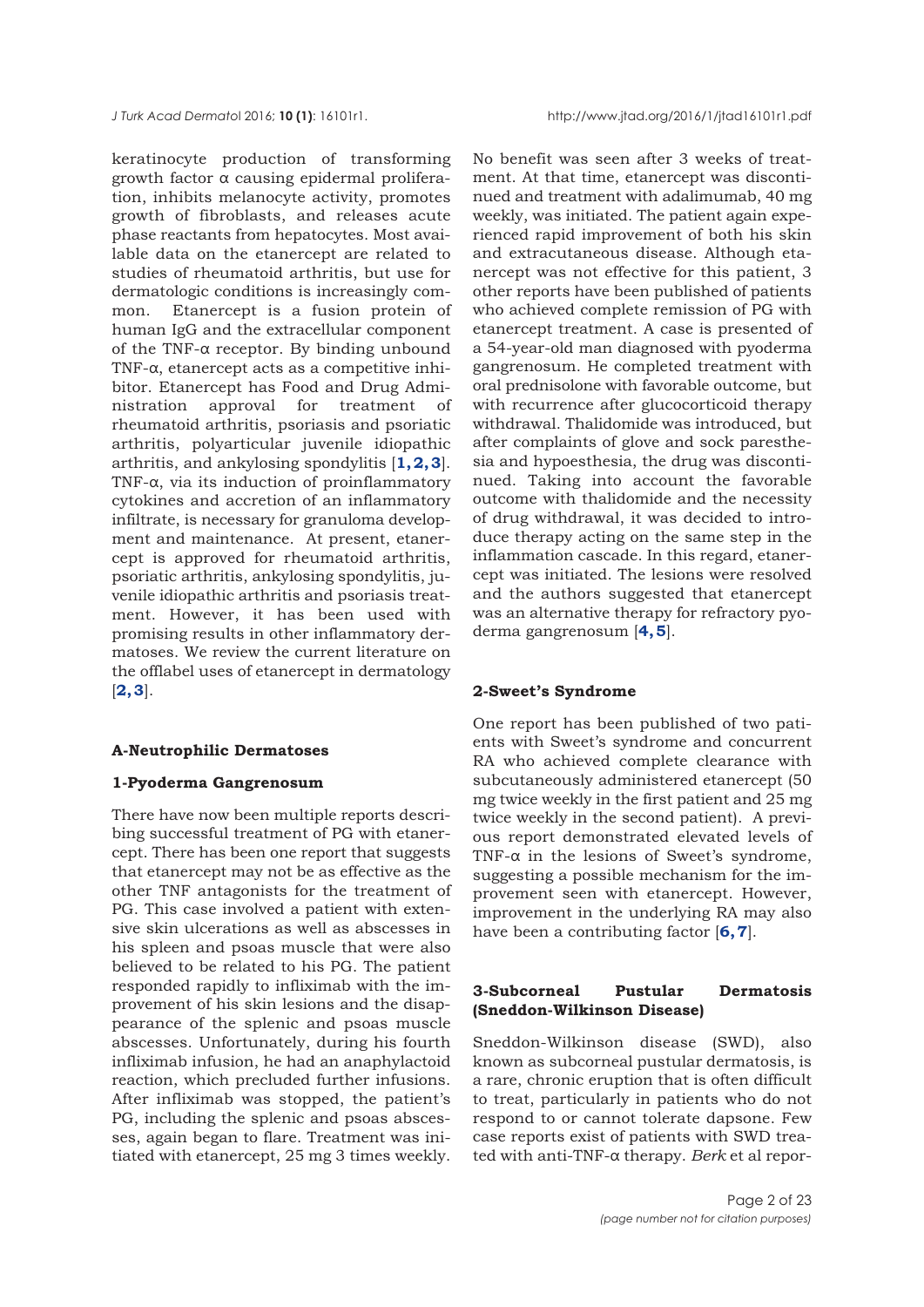keratinocyte production of transforming growth factor α causing epidermal proliferation, inhibits melanocyte activity, promotes growth of fibroblasts, and releases acute phase reactants from hepatocytes. Most available data on the etanercept are related to studies of rheumatoid arthritis, but use for dermatologic conditions is increasingly common. Etanercept is a fusion protein of human IgG and the extracellular component of the TNF-α receptor. By binding unbound TNF-α, etanercept acts as a competitive inhibitor. Etanercept has Food and Drug Administration approval for treatment of rheumatoid arthritis, psoriasis and psoriatic arthritis, polyarticular juvenile idiopathic arthritis, and ankylosing spondylitis [**1, 2, 3**]. TNF-α, via its induction of proinflammatory cytokines and accretion of an inflammatory infiltrate, is necessary for granuloma development and maintenance. At present, etanercept is approved for rheumatoid arthritis, psoriatic arthritis, ankylosing spondylitis, juvenile idiopathic arthritis and psoriasis treatment. However, it has been used with promising results in other inflammatory dermatoses. We review the current literature on the offlabel uses of etanercept in dermatology [**2, 3**].

## A-Neutrophilic Dermatoses

### 1-Pyoderma Gangrenosum

There have now been multiple reports describing successful treatment of PG with etanercept. There has been one report that suggests that etanercept may not be as effective as the other TNF antagonists for the treatment of PG. This case involved a patient with extensive skin ulcerations as well as abscesses in his spleen and psoas muscle that were also believed to be related to his PG. The patient responded rapidly to infliximab with the improvement of his skin lesions and the disappearance of the splenic and psoas muscle abscesses. Unfortunately, during his fourth infliximab infusion, he had an anaphylactoid reaction, which precluded further infusions. After infliximab was stopped, the patient's PG, including the splenic and psoas abscesses, again began to flare. Treatment was initiated with etanercept, 25 mg 3 times weekly. No benefit was seen after 3 weeks of treatment. At that time, etanercept was discontinued and treatment with adalimumab, 40 mg weekly, was initiated. The patient again experienced rapid improvement of both his skin and extracutaneous disease. Although etanercept was not effective for this patient, 3 other reports have been published of patients who achieved complete remission of PG with etanercept treatment. A case is presented of a 54-year-old man diagnosed with pyoderma gangrenosum. He completed treatment with oral prednisolone with favorable outcome, but with recurrence after glucocorticoid therapy withdrawal. Thalidomide was introduced, but after complaints of glove and sock paresthesia and hypoesthesia, the drug was discontinued. Taking into account the favorable outcome with thalidomide and the necessity of drug withdrawal, it was decided to introduce therapy acting on the same step in the inflammation cascade. In this regard, etanercept was initiated. The lesions were resolved and the authors suggested that etanercept was an alternative therapy for refractory pyoderma gangrenosum [**4, 5**].

### 2-Sweet's Syndrome

One report has been published of two patients with Sweet's syndrome and concurrent RA who achieved complete clearance with subcutaneously administered etanercept (50 mg twice weekly in the first patient and 25 mg twice weekly in the second patient). A previous report demonstrated elevated levels of TNF-α in the lesions of Sweet's syndrome, suggesting a possible mechanism for the improvement seen with etanercept. However, improvement in the underlying RA may also have been a contributing factor [**6, 7**].

### 3-Subcorneal Pustular Dermatosis (Sneddon-Wilkinson Disease)

Sneddon-Wilkinson disease (SWD), also known as subcorneal pustular dermatosis, is a rare, chronic eruption that is often difficult to treat, particularly in patients who do not respond to or cannot tolerate dapsone. Few case reports exist of patients with SWD treated with anti-TNF-α therapy. *Berk* et al repor-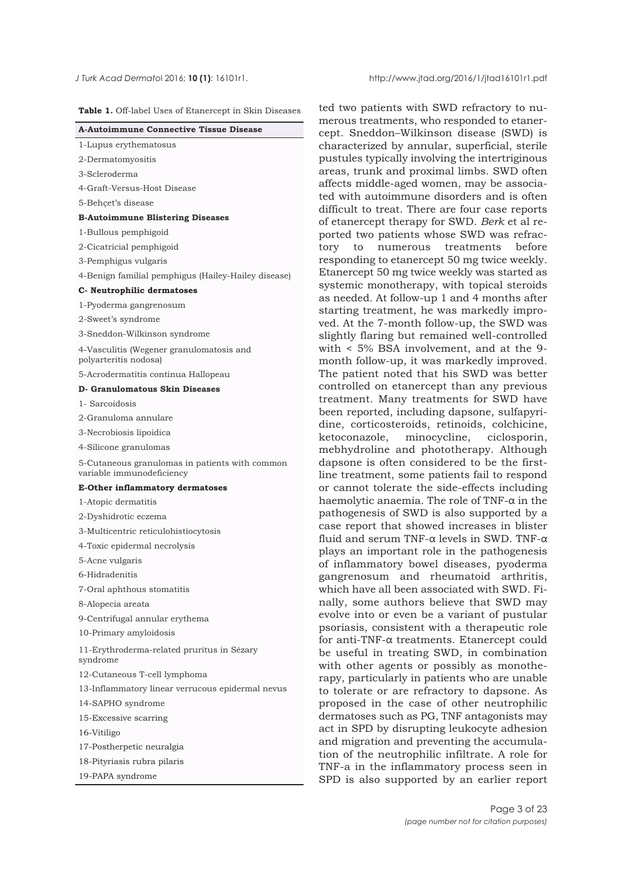**Table 1.** Off-label Uses of Etanercept in Skin Diseases

| **A-Autoimmune Connective Tissue Disease** |
|---|
| 1-Lupus erythematosus |
| 2-Dermatomyositis |
| 3-Scleroderma |
| 4-Graft-Versus-Host Disease |
| 5-Behçet's disease |
| **B-Autoimmune Blistering Diseases** |
| 1-Bullous pemphigoid |
| 2-Cicatricial pemphigoid |
| 3-Pemphigus vulgaris |
| 4-Benign familial pemphigus (Hailey-Hailey disease) |
| **C- Neutrophilic dermatoses** |
| 1-Pyoderma gangrenosum |
| 2-Sweet's syndrome |
| 3-Sneddon-Wilkinson syndrome |
| 4-Vasculitis (Wegener granulomatosis and polyarteritis nodosa) |
| 5-Acrodermatitis continua Hallopeau |
| **D- Granulomatous Skin Diseases** |
| 1- Sarcoidosis |
| 2-Granuloma annulare |
| 3-Necrobiosis lipoidica |
| 4-Silicone granulomas |
| 5-Cutaneous granulomas in patients with common variable immunodeficiency |
| **E-Other inflammatory dermatoses** |
| 1-Atopic dermatitis |
| 2-Dyshidrotic eczema |
| 3-Multicentric reticulohistiocytosis |
| 4-Toxic epidermal necrolysis |
| 5-Acne vulgaris |
| 6-Hidradenitis |
| 7-Oral aphthous stomatitis |
| 8-Alopecia areata |
| 9-Centrifugal annular erythema |
| 10-Primary amyloidosis |
| 11-Erythroderma-related pruritus in Sézary syndrome |
| 12-Cutaneous T-cell lymphoma |
| 13-Inflammatory linear verrucous epidermal nevus |
| 14-SAPHO syndrome |
| 15-Excessive scarring |
| 16-Vitiligo |
| 17-Postherpetic neuralgia |
| 18-Pityriasis rubra pilaris |
| 19-PAPA syndrome |

ted two patients with SWD refractory to numerous treatments, who responded to etanercept. Sneddon–Wilkinson disease (SWD) is characterized by annular, superficial, sterile pustules typically involving the intertriginous areas, trunk and proximal limbs. SWD often affects middle-aged women, may be associated with autoimmune disorders and is often difficult to treat. There are four case reports of etanercept therapy for SWD. *Berk* et al reported two patients whose SWD was refractory to numerous treatments before responding to etanercept 50 mg twice weekly. Etanercept 50 mg twice weekly was started as systemic monotherapy, with topical steroids as needed. At follow-up 1 and 4 months after starting treatment, he was markedly improved. At the 7-month follow-up, the SWD was slightly flaring but remained well-controlled with < 5% BSA involvement, and at the 9-month follow-up, it was markedly improved. The patient noted that his SWD was better controlled on etanercept than any previous treatment. Many treatments for SWD have been reported, including dapsone, sulfapyridine, corticosteroids, retinoids, colchicine, ketoconazole, minocycline, ciclosporin, mebhydroline and phototherapy. Although dapsone is often considered to be the first-line treatment, some patients fail to respond or cannot tolerate the side-effects including haemolytic anaemia. The role of TNF-α in the pathogenesis of SWD is also supported by a case report that showed increases in blister fluid and serum TNF-α levels in SWD. TNF-α plays an important role in the pathogenesis of inflammatory bowel diseases, pyoderma gangrenosum and rheumatoid arthritis, which have all been associated with SWD. Finally, some authors believe that SWD may evolve into or even be a variant of pustular psoriasis, consistent with a therapeutic role for anti-TNF-α treatments. Etanercept could be useful in treating SWD, in combination with other agents or possibly as monotherapy, particularly in patients who are unable to tolerate or are refractory to dapsone. As proposed in the case of other neutrophilic dermatoses such as PG, TNF antagonists may act in SPD by disrupting leukocyte adhesion and migration and preventing the accumulation of the neutrophilic infiltrate. A role for TNF-a in the inflammatory process seen in SPD is also supported by an earlier report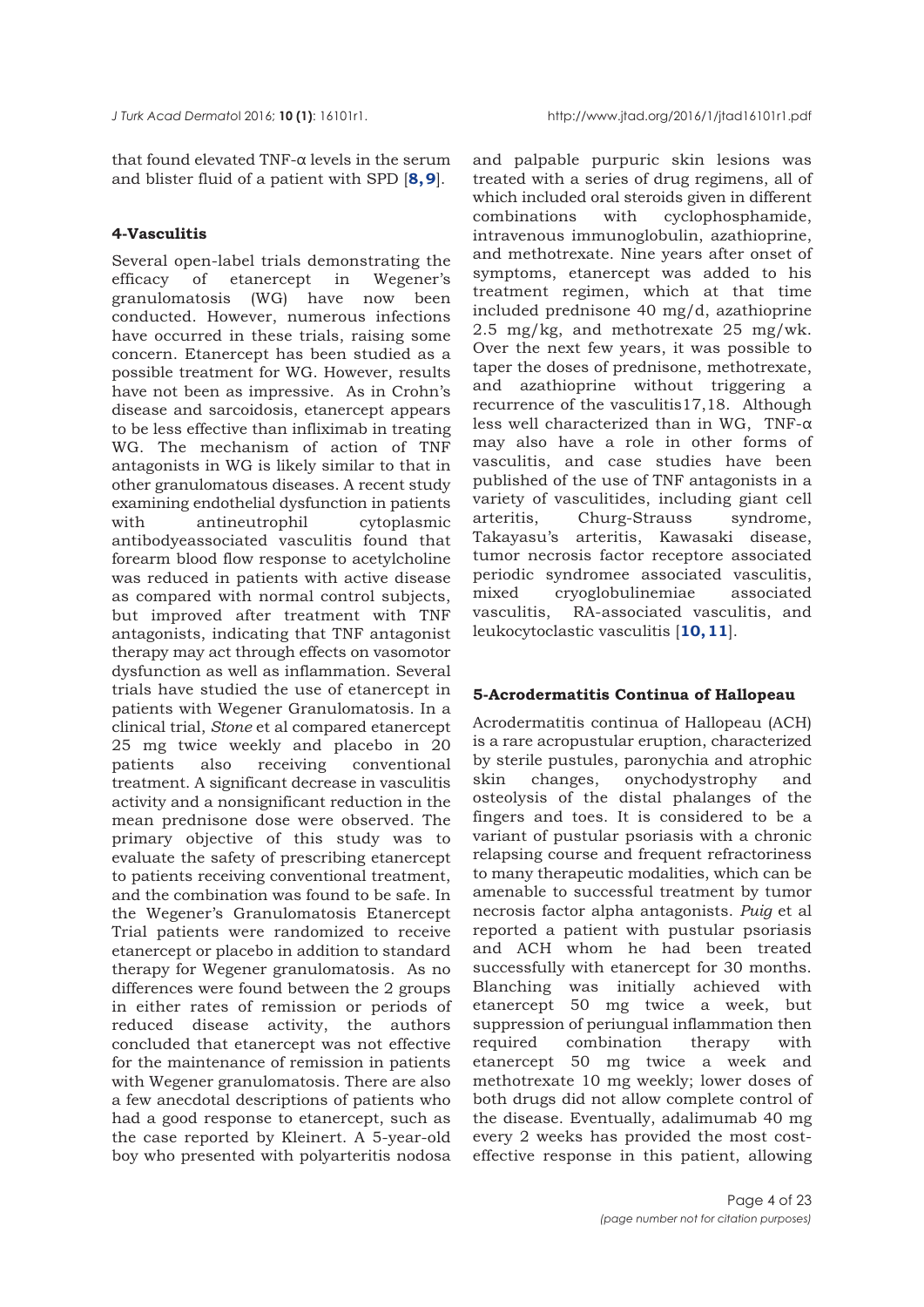that found elevated TNF-α levels in the serum and blister fluid of a patient with SPD [**8, 9**].

### 4-Vasculitis

Several open-label trials demonstrating the efficacy of etanercept in Wegener's granulomatosis (WG) have now been conducted. However, numerous infections have occurred in these trials, raising some concern. Etanercept has been studied as a possible treatment for WG. However, results have not been as impressive. As in Crohn's disease and sarcoidosis, etanercept appears to be less effective than infliximab in treating WG. The mechanism of action of TNF antagonists in WG is likely similar to that in other granulomatous diseases. A recent study examining endothelial dysfunction in patients with antineutrophil cytoplasmic antibodyeassociated vasculitis found that forearm blood flow response to acetylcholine was reduced in patients with active disease as compared with normal control subjects, but improved after treatment with TNF antagonists, indicating that TNF antagonist therapy may act through effects on vasomotor dysfunction as well as inflammation. Several trials have studied the use of etanercept in patients with Wegener Granulomatosis. In a clinical trial, *Stone* et al compared etanercept 25 mg twice weekly and placebo in 20 patients also receiving conventional treatment. A significant decrease in vasculitis activity and a nonsignificant reduction in the mean prednisone dose were observed. The primary objective of this study was to evaluate the safety of prescribing etanercept to patients receiving conventional treatment, and the combination was found to be safe. In the Wegener's Granulomatosis Etanercept Trial patients were randomized to receive etanercept or placebo in addition to standard therapy for Wegener granulomatosis. As no differences were found between the 2 groups in either rates of remission or periods of reduced disease activity, the authors concluded that etanercept was not effective for the maintenance of remission in patients with Wegener granulomatosis. There are also a few anecdotal descriptions of patients who had a good response to etanercept, such as the case reported by Kleinert. A 5-year-old boy who presented with polyarteritis nodosa and palpable purpuric skin lesions was treated with a series of drug regimens, all of which included oral steroids given in different combinations with cyclophosphamide, intravenous immunoglobulin, azathioprine, and methotrexate. Nine years after onset of symptoms, etanercept was added to his treatment regimen, which at that time included prednisone 40 mg/d, azathioprine 2.5 mg/kg, and methotrexate 25 mg/wk. Over the next few years, it was possible to taper the doses of prednisone, methotrexate, and azathioprine without triggering a recurrence of the vasculitis17,18. Although less well characterized than in WG, TNF-α may also have a role in other forms of vasculitis, and case studies have been published of the use of TNF antagonists in a variety of vasculitides, including giant cell arteritis, Churg-Strauss syndrome, Takayasu's arteritis, Kawasaki disease, tumor necrosis factor receptore associated periodic syndromee associated vasculitis, mixed cryoglobulinemiae associated vasculitis, RA-associated vasculitis, and leukocytoclastic vasculitis [**10, 11**].

### 5-Acrodermatitis Continua of Hallopeau

Acrodermatitis continua of Hallopeau (ACH) is a rare acropustular eruption, characterized by sterile pustules, paronychia and atrophic skin changes, onychodystrophy and osteolysis of the distal phalanges of the fingers and toes. It is considered to be a variant of pustular psoriasis with a chronic relapsing course and frequent refractoriness to many therapeutic modalities, which can be amenable to successful treatment by tumor necrosis factor alpha antagonists. *Puig* et al reported a patient with pustular psoriasis and ACH whom he had been treated successfully with etanercept for 30 months. Blanching was initially achieved with etanercept 50 mg twice a week, but suppression of periungual inflammation then required combination therapy with etanercept 50 mg twice a week and methotrexate 10 mg weekly; lower doses of both drugs did not allow complete control of the disease. Eventually, adalimumab 40 mg every 2 weeks has provided the most cost-effective response in this patient, allowing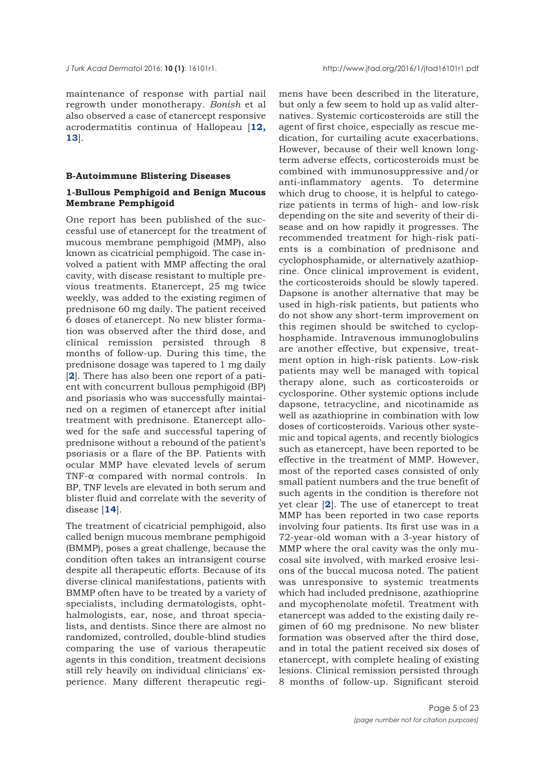maintenance of response with partial nail regrowth under monotherapy. *Bonish* et al also observed a case of etanercept responsive acrodermatitis continua of Hallopeau [**12, 13**].

## B-Autoimmune Blistering Diseases

### 1-Bullous Pemphigoid and Benign Mucous Membrane Pemphigoid

One report has been published of the successful use of etanercept for the treatment of mucous membrane pemphigoid (MMP), also known as cicatricial pemphigoid. The case involved a patient with MMP affecting the oral cavity, with disease resistant to multiple previous treatments. Etanercept, 25 mg twice weekly, was added to the existing regimen of prednisone 60 mg daily. The patient received 6 doses of etanercept. No new blister formation was observed after the third dose, and clinical remission persisted through 8 months of follow-up. During this time, the prednisone dosage was tapered to 1 mg daily [**2**]. There has also been one report of a patient with concurrent bullous pemphigoid (BP) and psoriasis who was successfully maintained on a regimen of etanercept after initial treatment with prednisone. Etanercept allowed for the safe and successful tapering of prednisone without a rebound of the patient's psoriasis or a flare of the BP. Patients with ocular MMP have elevated levels of serum TNF-α compared with normal controls. In BP, TNF levels are elevated in both serum and blister fluid and correlate with the severity of disease [**14**].

The treatment of cicatricial pemphigoid, also called benign mucous membrane pemphigoid (BMMP), poses a great challenge, because the condition often takes an intransigent course despite all therapeutic efforts. Because of its diverse clinical manifestations, patients with BMMP often have to be treated by a variety of specialists, including dermatologists, ophthalmologists, ear, nose, and throat specialists, and dentists. Since there are almost no randomized, controlled, double-blind studies comparing the use of various therapeutic agents in this condition, treatment decisions still rely heavily on individual clinicians' experience. Many different therapeutic regimens have been described in the literature, but only a few seem to hold up as valid alternatives. Systemic corticosteroids are still the agent of first choice, especially as rescue medication, for curtailing acute exacerbations. However, because of their well known long-term adverse effects, corticosteroids must be combined with immunosuppressive and/or anti-inflammatory agents. To determine which drug to choose, it is helpful to categorize patients in terms of high- and low-risk depending on the site and severity of their disease and on how rapidly it progresses. The recommended treatment for high-risk patients is a combination of prednisone and cyclophosphamide, or alternatively azathioprine. Once clinical improvement is evident, the corticosteroids should be slowly tapered. Dapsone is another alternative that may be used in high-risk patients, but patients who do not show any short-term improvement on this regimen should be switched to cyclophosphamide. Intravenous immunoglobulins are another effective, but expensive, treatment option in high-risk patients. Low-risk patients may well be managed with topical therapy alone, such as corticosteroids or cyclosporine. Other systemic options include dapsone, tetracycline, and nicotinamide as well as azathioprine in combination with low doses of corticosteroids. Various other systemic and topical agents, and recently biologics such as etanercept, have been reported to be effective in the treatment of MMP. However, most of the reported cases consisted of only small patient numbers and the true benefit of such agents in the condition is therefore not yet clear [**2**]. The use of etanercept to treat MMP has been reported in two case reports involving four patients. Its first use was in a 72-year-old woman with a 3-year history of MMP where the oral cavity was the only mucosal site involved, with marked erosive lesions of the buccal mucosa noted. The patient was unresponsive to systemic treatments which had included prednisone, azathioprine and mycophenolate mofetil. Treatment with etanercept was added to the existing daily regimen of 60 mg prednisone. No new blister formation was observed after the third dose, and in total the patient received six doses of etanercept, with complete healing of existing lesions. Clinical remission persisted through 8 months of follow-up. Significant steroid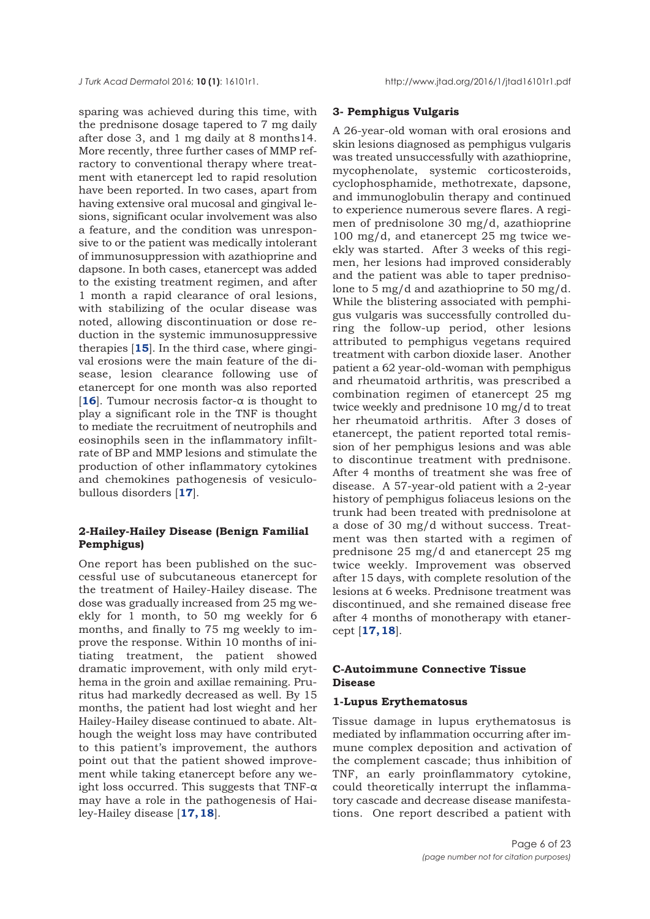sparing was achieved during this time, with the prednisone dosage tapered to 7 mg daily after dose 3, and 1 mg daily at 8 months14. More recently, three further cases of MMP refractory to conventional therapy where treatment with etanercept led to rapid resolution have been reported. In two cases, apart from having extensive oral mucosal and gingival lesions, significant ocular involvement was also a feature, and the condition was unresponsive to or the patient was medically intolerant of immunosuppression with azathioprine and dapsone. In both cases, etanercept was added to the existing treatment regimen, and after 1 month a rapid clearance of oral lesions, with stabilizing of the ocular disease was noted, allowing discontinuation or dose reduction in the systemic immunosuppressive therapies [**15**]. In the third case, where gingival erosions were the main feature of the disease, lesion clearance following use of etanercept for one month was also reported [**16**]. Tumour necrosis factor-α is thought to play a significant role in the TNF is thought to mediate the recruitment of neutrophils and eosinophils seen in the inflammatory infiltrate of BP and MMP lesions and stimulate the production of other inflammatory cytokines and chemokines pathogenesis of vesiculobullous disorders [**17**].

#### 2-Hailey-Hailey Disease (Benign Familial Pemphigus)

One report has been published on the successful use of subcutaneous etanercept for the treatment of Hailey-Hailey disease. The dose was gradually increased from 25 mg weekly for 1 month, to 50 mg weekly for 6 months, and finally to 75 mg weekly to improve the response. Within 10 months of initiating treatment, the patient showed dramatic improvement, with only mild erythema in the groin and axillae remaining. Pruritus had markedly decreased as well. By 15 months, the patient had lost wieght and her Hailey-Hailey disease continued to abate. Although the weight loss may have contributed to this patient's improvement, the authors point out that the patient showed improvement while taking etanercept before any weight loss occurred. This suggests that TNF-α may have a role in the pathogenesis of Hailey-Hailey disease [**17, 18**].

#### 3- Pemphigus Vulgaris

A 26-year-old woman with oral erosions and skin lesions diagnosed as pemphigus vulgaris was treated unsuccessfully with azathioprine, mycophenolate, systemic corticosteroids, cyclophosphamide, methotrexate, dapsone, and immunoglobulin therapy and continued to experience numerous severe flares. A regimen of prednisolone 30 mg/d, azathioprine 100 mg/d, and etanercept 25 mg twice weekly was started. After 3 weeks of this regimen, her lesions had improved considerably and the patient was able to taper prednisolone to 5 mg/d and azathioprine to 50 mg/d. While the blistering associated with pemphigus vulgaris was successfully controlled during the follow-up period, other lesions attributed to pemphigus vegetans required treatment with carbon dioxide laser. Another patient a 62 year-old-woman with pemphigus and rheumatoid arthritis, was prescribed a combination regimen of etanercept 25 mg twice weekly and prednisone 10 mg/d to treat her rheumatoid arthritis. After 3 doses of etanercept, the patient reported total remission of her pemphigus lesions and was able to discontinue treatment with prednisone. After 4 months of treatment she was free of disease. A 57-year-old patient with a 2-year history of pemphigus foliaceus lesions on the trunk had been treated with prednisolone at a dose of 30 mg/d without success. Treatment was then started with a regimen of prednisone 25 mg/d and etanercept 25 mg twice weekly. Improvement was observed after 15 days, with complete resolution of the lesions at 6 weeks. Prednisone treatment was discontinued, and she remained disease free after 4 months of monotherapy with etanercept [**17, 18**].

### C-Autoimmune Connective Tissue Disease

#### 1-Lupus Erythematosus

Tissue damage in lupus erythematosus is mediated by inflammation occurring after immune complex deposition and activation of the complement cascade; thus inhibition of TNF, an early proinflammatory cytokine, could theoretically interrupt the inflammatory cascade and decrease disease manifestations. One report described a patient with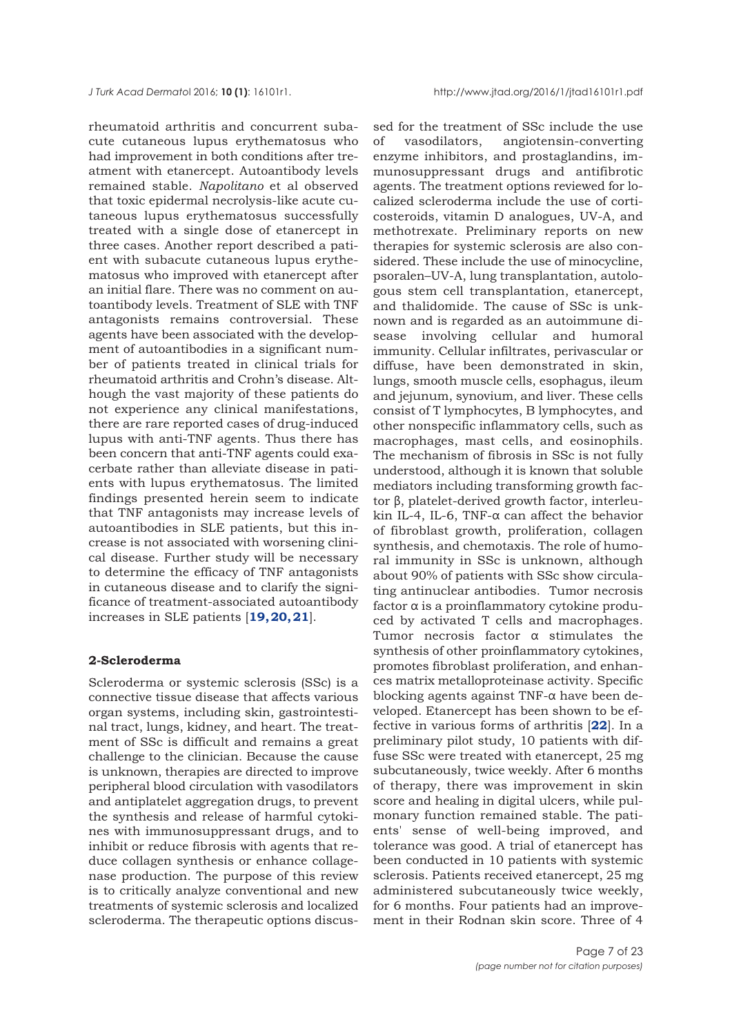rheumatoid arthritis and concurrent subacute cutaneous lupus erythematosus who had improvement in both conditions after treatment with etanercept. Autoantibody levels remained stable. *Napolitano* et al observed that toxic epidermal necrolysis-like acute cutaneous lupus erythematosus successfully treated with a single dose of etanercept in three cases. Another report described a patient with subacute cutaneous lupus erythematosus who improved with etanercept after an initial flare. There was no comment on autoantibody levels. Treatment of SLE with TNF antagonists remains controversial. These agents have been associated with the development of autoantibodies in a significant number of patients treated in clinical trials for rheumatoid arthritis and Crohn's disease. Although the vast majority of these patients do not experience any clinical manifestations, there are rare reported cases of drug-induced lupus with anti-TNF agents. Thus there has been concern that anti-TNF agents could exacerbate rather than alleviate disease in patients with lupus erythematosus. The limited findings presented herein seem to indicate that TNF antagonists may increase levels of autoantibodies in SLE patients, but this increase is not associated with worsening clinical disease. Further study will be necessary to determine the efficacy of TNF antagonists in cutaneous disease and to clarify the significance of treatment-associated autoantibody increases in SLE patients [**19, 20, 21**].

**2-Scleroderma**

Scleroderma or systemic sclerosis (SSc) is a connective tissue disease that affects various organ systems, including skin, gastrointestinal tract, lungs, kidney, and heart. The treatment of SSc is difficult and remains a great challenge to the clinician. Because the cause is unknown, therapies are directed to improve peripheral blood circulation with vasodilators and antiplatelet aggregation drugs, to prevent the synthesis and release of harmful cytokines with immunosuppressant drugs, and to inhibit or reduce fibrosis with agents that reduce collagen synthesis or enhance collagenase production. The purpose of this review is to critically analyze conventional and new treatments of systemic sclerosis and localized scleroderma. The therapeutic options discussed for the treatment of SSc include the use of vasodilators, angiotensin-converting enzyme inhibitors, and prostaglandins, immunosuppressant drugs and antifibrotic agents. The treatment options reviewed for localized scleroderma include the use of corticosteroids, vitamin D analogues, UV-A, and methotrexate. Preliminary reports on new therapies for systemic sclerosis are also considered. These include the use of minocycline, psoralen–UV-A, lung transplantation, autologous stem cell transplantation, etanercept, and thalidomide. The cause of SSc is unknown and is regarded as an autoimmune disease involving cellular and humoral immunity. Cellular infiltrates, perivascular or diffuse, have been demonstrated in skin, lungs, smooth muscle cells, esophagus, ileum and jejunum, synovium, and liver. These cells consist of T lymphocytes, B lymphocytes, and other nonspecific inflammatory cells, such as macrophages, mast cells, and eosinophils. The mechanism of fibrosis in SSc is not fully understood, although it is known that soluble mediators including transforming growth factor β, platelet-derived growth factor, interleukin IL-4, IL-6, TNF-α can affect the behavior of fibroblast growth, proliferation, collagen synthesis, and chemotaxis. The role of humoral immunity in SSc is unknown, although about 90% of patients with SSc show circulating antinuclear antibodies. Tumor necrosis factor α is a proinflammatory cytokine produced by activated T cells and macrophages. Tumor necrosis factor α stimulates the synthesis of other proinflammatory cytokines, promotes fibroblast proliferation, and enhances matrix metalloproteinase activity. Specific blocking agents against TNF-α have been developed. Etanercept has been shown to be effective in various forms of arthritis [**22**]. In a preliminary pilot study, 10 patients with diffuse SSc were treated with etanercept, 25 mg subcutaneously, twice weekly. After 6 months of therapy, there was improvement in skin score and healing in digital ulcers, while pulmonary function remained stable. The patients' sense of well-being improved, and tolerance was good. A trial of etanercept has been conducted in 10 patients with systemic sclerosis. Patients received etanercept, 25 mg administered subcutaneously twice weekly, for 6 months. Four patients had an improvement in their Rodnan skin score. Three of 4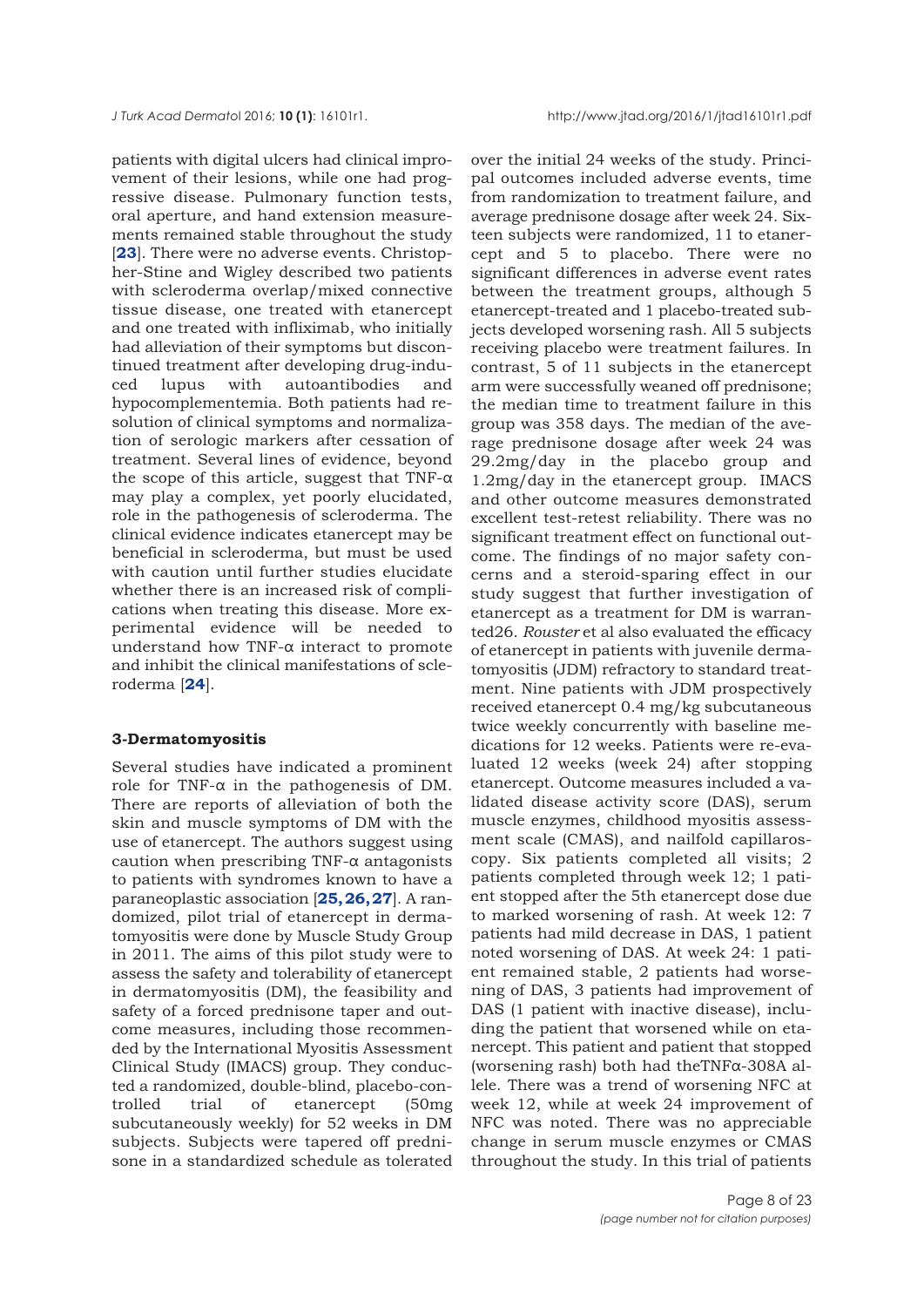patients with digital ulcers had clinical improvement of their lesions, while one had progressive disease. Pulmonary function tests, oral aperture, and hand extension measurements remained stable throughout the study [**23**]. There were no adverse events. Christopher-Stine and Wigley described two patients with scleroderma overlap/mixed connective tissue disease, one treated with etanercept and one treated with infliximab, who initially had alleviation of their symptoms but discontinued treatment after developing drug-induced lupus with autoantibodies and hypocomplementemia. Both patients had resolution of clinical symptoms and normalization of serologic markers after cessation of treatment. Several lines of evidence, beyond the scope of this article, suggest that TNF-α may play a complex, yet poorly elucidated, role in the pathogenesis of scleroderma. The clinical evidence indicates etanercept may be beneficial in scleroderma, but must be used with caution until further studies elucidate whether there is an increased risk of complications when treating this disease. More experimental evidence will be needed to understand how TNF-α interact to promote and inhibit the clinical manifestations of scleroderma [**24**].

### 3-Dermatomyositis

Several studies have indicated a prominent role for TNF-α in the pathogenesis of DM. There are reports of alleviation of both the skin and muscle symptoms of DM with the use of etanercept. The authors suggest using caution when prescribing TNF-α antagonists to patients with syndromes known to have a paraneoplastic association [**25,26,27**]. A randomized, pilot trial of etanercept in dermatomyositis were done by Muscle Study Group in 2011. The aims of this pilot study were to assess the safety and tolerability of etanercept in dermatomyositis (DM), the feasibility and safety of a forced prednisone taper and outcome measures, including those recommended by the International Myositis Assessment Clinical Study (IMACS) group. They conducted a randomized, double-blind, placebo-controlled trial of etanercept (50mg subcutaneously weekly) for 52 weeks in DM subjects. Subjects were tapered off prednisone in a standardized schedule as tolerated over the initial 24 weeks of the study. Principal outcomes included adverse events, time from randomization to treatment failure, and average prednisone dosage after week 24. Sixteen subjects were randomized, 11 to etanercept and 5 to placebo. There were no significant differences in adverse event rates between the treatment groups, although 5 etanercept-treated and 1 placebo-treated subjects developed worsening rash. All 5 subjects receiving placebo were treatment failures. In contrast, 5 of 11 subjects in the etanercept arm were successfully weaned off prednisone; the median time to treatment failure in this group was 358 days. The median of the average prednisone dosage after week 24 was 29.2mg/day in the placebo group and 1.2mg/day in the etanercept group. IMACS and other outcome measures demonstrated excellent test-retest reliability. There was no significant treatment effect on functional outcome. The findings of no major safety concerns and a steroid-sparing effect in our study suggest that further investigation of etanercept as a treatment for DM is warranted26. *Rouster* et al also evaluated the efficacy of etanercept in patients with juvenile dermatomyositis (JDM) refractory to standard treatment. Nine patients with JDM prospectively received etanercept 0.4 mg/kg subcutaneous twice weekly concurrently with baseline medications for 12 weeks. Patients were re-evaluated 12 weeks (week 24) after stopping etanercept. Outcome measures included a validated disease activity score (DAS), serum muscle enzymes, childhood myositis assessment scale (CMAS), and nailfold capillaroscopy. Six patients completed all visits; 2 patients completed through week 12; 1 patient stopped after the 5th etanercept dose due to marked worsening of rash. At week 12: 7 patients had mild decrease in DAS, 1 patient noted worsening of DAS. At week 24: 1 patient remained stable, 2 patients had worsening of DAS, 3 patients had improvement of DAS (1 patient with inactive disease), including the patient that worsened while on etanercept. This patient and patient that stopped (worsening rash) both had theTNFα-308A allele. There was a trend of worsening NFC at week 12, while at week 24 improvement of NFC was noted. There was no appreciable change in serum muscle enzymes or CMAS throughout the study. In this trial of patients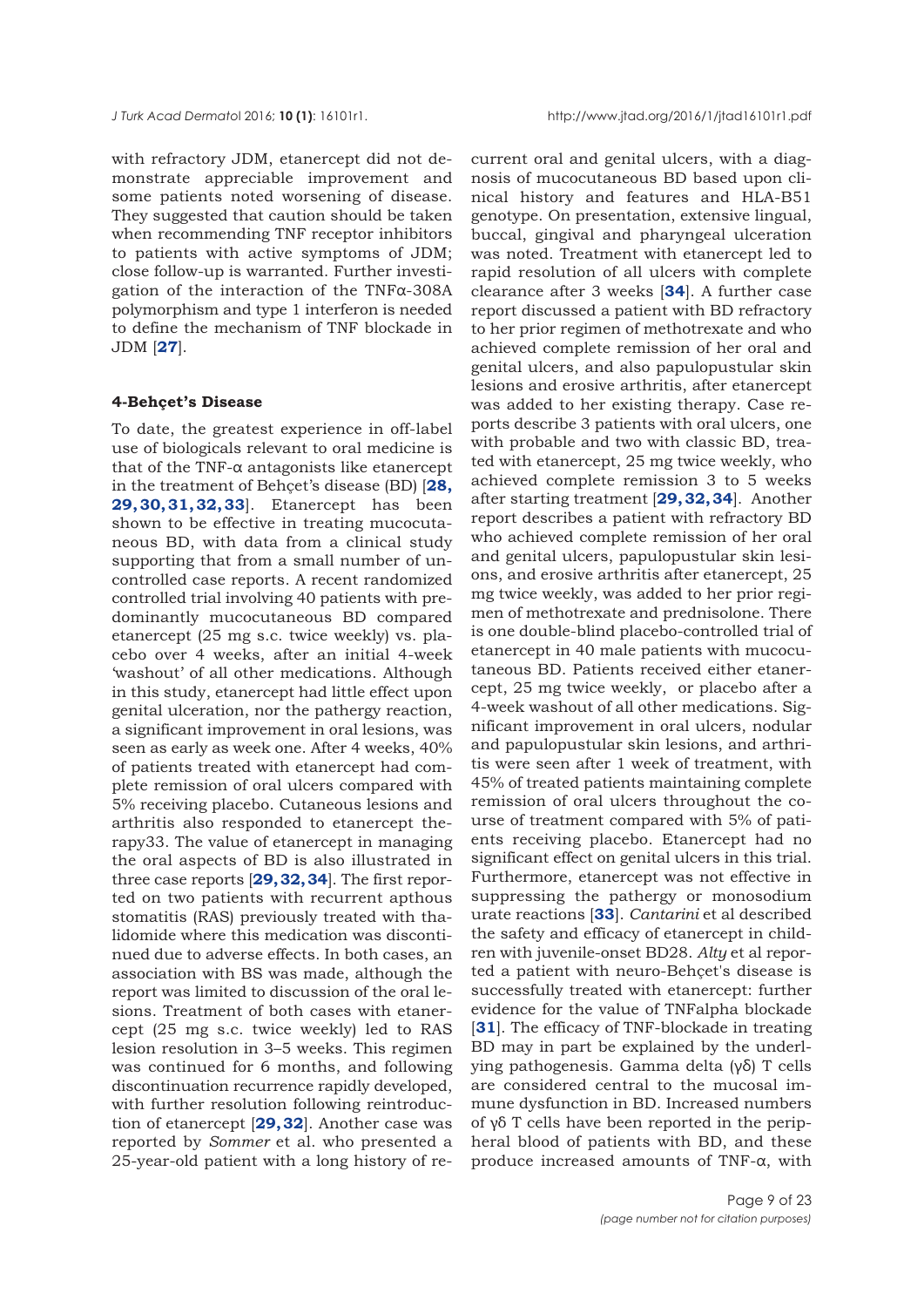with refractory JDM, etanercept did not demonstrate appreciable improvement and some patients noted worsening of disease. They suggested that caution should be taken when recommending TNF receptor inhibitors to patients with active symptoms of JDM; close follow-up is warranted. Further investigation of the interaction of the TNFα-308A polymorphism and type 1 interferon is needed to define the mechanism of TNF blockade in JDM [27].

#### 4-Behçet's Disease

To date, the greatest experience in off-label use of biologicals relevant to oral medicine is that of the TNF-α antagonists like etanercept in the treatment of Behçet's disease (BD) [28, 29, 30, 31, 32, 33]. Etanercept has been shown to be effective in treating mucocutaneous BD, with data from a clinical study supporting that from a small number of uncontrolled case reports. A recent randomized controlled trial involving 40 patients with predominantly mucocutaneous BD compared etanercept (25 mg s.c. twice weekly) vs. placebo over 4 weeks, after an initial 4-week 'washout' of all other medications. Although in this study, etanercept had little effect upon genital ulceration, nor the pathergy reaction, a significant improvement in oral lesions, was seen as early as week one. After 4 weeks, 40% of patients treated with etanercept had complete remission of oral ulcers compared with 5% receiving placebo. Cutaneous lesions and arthritis also responded to etanercept therapy33. The value of etanercept in managing the oral aspects of BD is also illustrated in three case reports [29, 32, 34]. The first reported on two patients with recurrent apthous stomatitis (RAS) previously treated with thalidomide where this medication was discontinued due to adverse effects. In both cases, an association with BS was made, although the report was limited to discussion of the oral lesions. Treatment of both cases with etanercept (25 mg s.c. twice weekly) led to RAS lesion resolution in 3–5 weeks. This regimen was continued for 6 months, and following discontinuation recurrence rapidly developed, with further resolution following reintroduction of etanercept [29, 32]. Another case was reported by *Sommer* et al. who presented a 25-year-old patient with a long history of recurrent oral and genital ulcers, with a diagnosis of mucocutaneous BD based upon clinical history and features and HLA-B51 genotype. On presentation, extensive lingual, buccal, gingival and pharyngeal ulceration was noted. Treatment with etanercept led to rapid resolution of all ulcers with complete clearance after 3 weeks [34]. A further case report discussed a patient with BD refractory to her prior regimen of methotrexate and who achieved complete remission of her oral and genital ulcers, and also papulopustular skin lesions and erosive arthritis, after etanercept was added to her existing therapy. Case reports describe 3 patients with oral ulcers, one with probable and two with classic BD, treated with etanercept, 25 mg twice weekly, who achieved complete remission 3 to 5 weeks after starting treatment [29, 32, 34]. Another report describes a patient with refractory BD who achieved complete remission of her oral and genital ulcers, papulopustular skin lesions, and erosive arthritis after etanercept, 25 mg twice weekly, was added to her prior regimen of methotrexate and prednisolone. There is one double-blind placebo-controlled trial of etanercept in 40 male patients with mucocutaneous BD. Patients received either etanercept, 25 mg twice weekly, or placebo after a 4-week washout of all other medications. Significant improvement in oral ulcers, nodular and papulopustular skin lesions, and arthritis were seen after 1 week of treatment, with 45% of treated patients maintaining complete remission of oral ulcers throughout the course of treatment compared with 5% of patients receiving placebo. Etanercept had no significant effect on genital ulcers in this trial. Furthermore, etanercept was not effective in suppressing the pathergy or monosodium urate reactions [33]. *Cantarini* et al described the safety and efficacy of etanercept in children with juvenile-onset BD28. *Alty* et al reported a patient with neuro-Behçet's disease is successfully treated with etanercept: further evidence for the value of TNFalpha blockade [31]. The efficacy of TNF-blockade in treating BD may in part be explained by the underlying pathogenesis. Gamma delta (γδ) T cells are considered central to the mucosal immune dysfunction in BD. Increased numbers of γδ T cells have been reported in the peripheral blood of patients with BD, and these produce increased amounts of TNF-α, with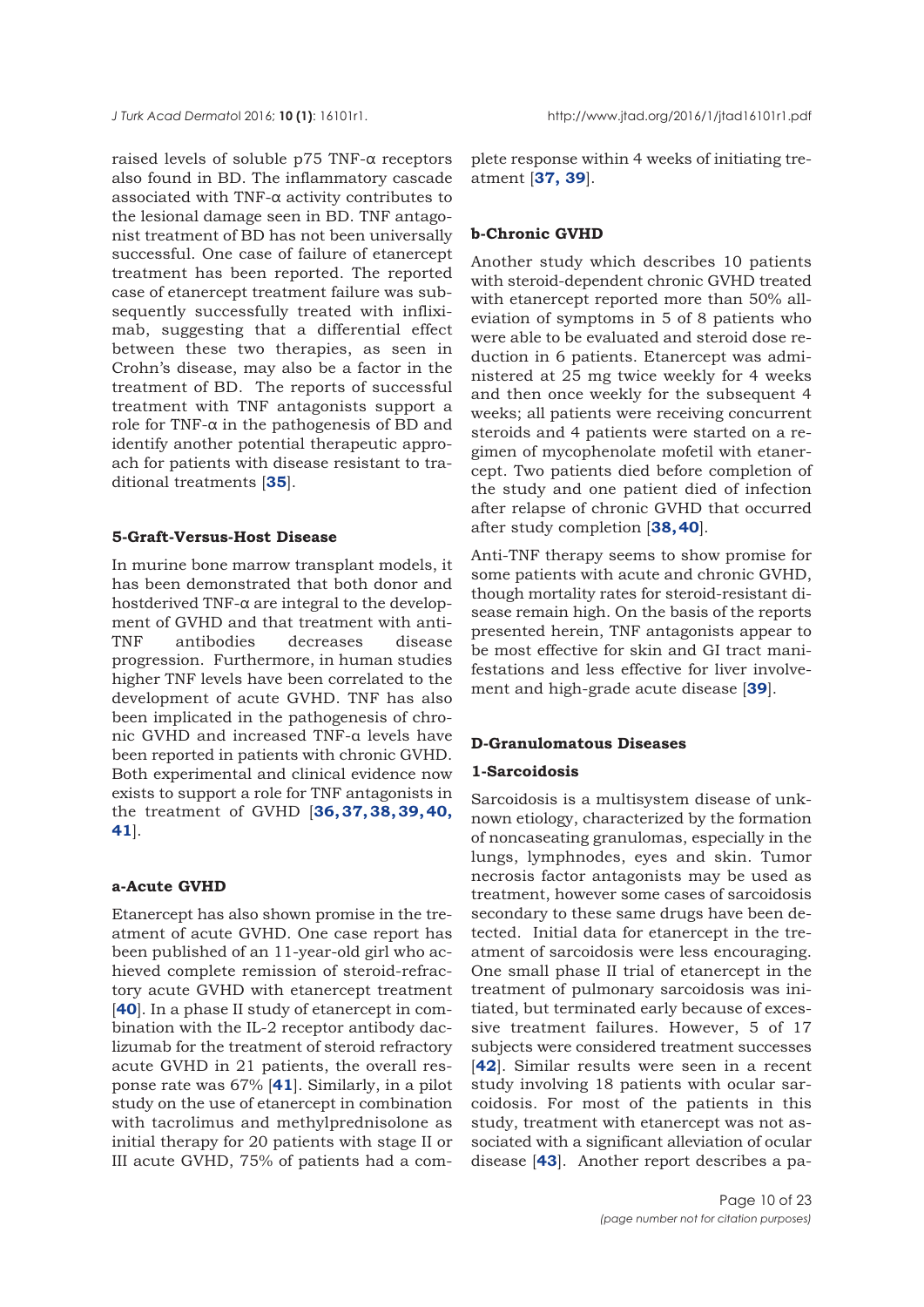raised levels of soluble p75 TNF-α receptors also found in BD. The inflammatory cascade associated with TNF-α activity contributes to the lesional damage seen in BD. TNF antagonist treatment of BD has not been universally successful. One case of failure of etanercept treatment has been reported. The reported case of etanercept treatment failure was subsequently successfully treated with infliximab, suggesting that a differential effect between these two therapies, as seen in Crohn's disease, may also be a factor in the treatment of BD. The reports of successful treatment with TNF antagonists support a role for TNF-α in the pathogenesis of BD and identify another potential therapeutic approach for patients with disease resistant to traditional treatments [**35**].

### 5-Graft-Versus-Host Disease

In murine bone marrow transplant models, it has been demonstrated that both donor and hostderived TNF-α are integral to the development of GVHD and that treatment with anti-TNF antibodies decreases disease progression. Furthermore, in human studies higher TNF levels have been correlated to the development of acute GVHD. TNF has also been implicated in the pathogenesis of chronic GVHD and increased TNF-α levels have been reported in patients with chronic GVHD. Both experimental and clinical evidence now exists to support a role for TNF antagonists in the treatment of GVHD [**36, 37, 38, 39, 40, 41**].

#### a-Acute GVHD

Etanercept has also shown promise in the treatment of acute GVHD. One case report has been published of an 11-year-old girl who achieved complete remission of steroid-refractory acute GVHD with etanercept treatment [**40**]. In a phase II study of etanercept in combination with the IL-2 receptor antibody daclizumab for the treatment of steroid refractory acute GVHD in 21 patients, the overall response rate was 67% [**41**]. Similarly, in a pilot study on the use of etanercept in combination with tacrolimus and methylprednisolone as initial therapy for 20 patients with stage II or III acute GVHD, 75% of patients had a complete response within 4 weeks of initiating treatment [**37, 39**].

#### b-Chronic GVHD

Another study which describes 10 patients with steroid-dependent chronic GVHD treated with etanercept reported more than 50% alleviation of symptoms in 5 of 8 patients who were able to be evaluated and steroid dose reduction in 6 patients. Etanercept was administered at 25 mg twice weekly for 4 weeks and then once weekly for the subsequent 4 weeks; all patients were receiving concurrent steroids and 4 patients were started on a regimen of mycophenolate mofetil with etanercept. Two patients died before completion of the study and one patient died of infection after relapse of chronic GVHD that occurred after study completion [**38, 40**].

Anti-TNF therapy seems to show promise for some patients with acute and chronic GVHD, though mortality rates for steroid-resistant disease remain high. On the basis of the reports presented herein, TNF antagonists appear to be most effective for skin and GI tract manifestations and less effective for liver involvement and high-grade acute disease [**39**].

## D-Granulomatous Diseases

### 1-Sarcoidosis

Sarcoidosis is a multisystem disease of unknown etiology, characterized by the formation of noncaseating granulomas, especially in the lungs, lymphnodes, eyes and skin. Tumor necrosis factor antagonists may be used as treatment, however some cases of sarcoidosis secondary to these same drugs have been detected. Initial data for etanercept in the treatment of sarcoidosis were less encouraging. One small phase II trial of etanercept in the treatment of pulmonary sarcoidosis was initiated, but terminated early because of excessive treatment failures. However, 5 of 17 subjects were considered treatment successes [**42**]. Similar results were seen in a recent study involving 18 patients with ocular sarcoidosis. For most of the patients in this study, treatment with etanercept was not associated with a significant alleviation of ocular disease [**43**]. Another report describes a pa-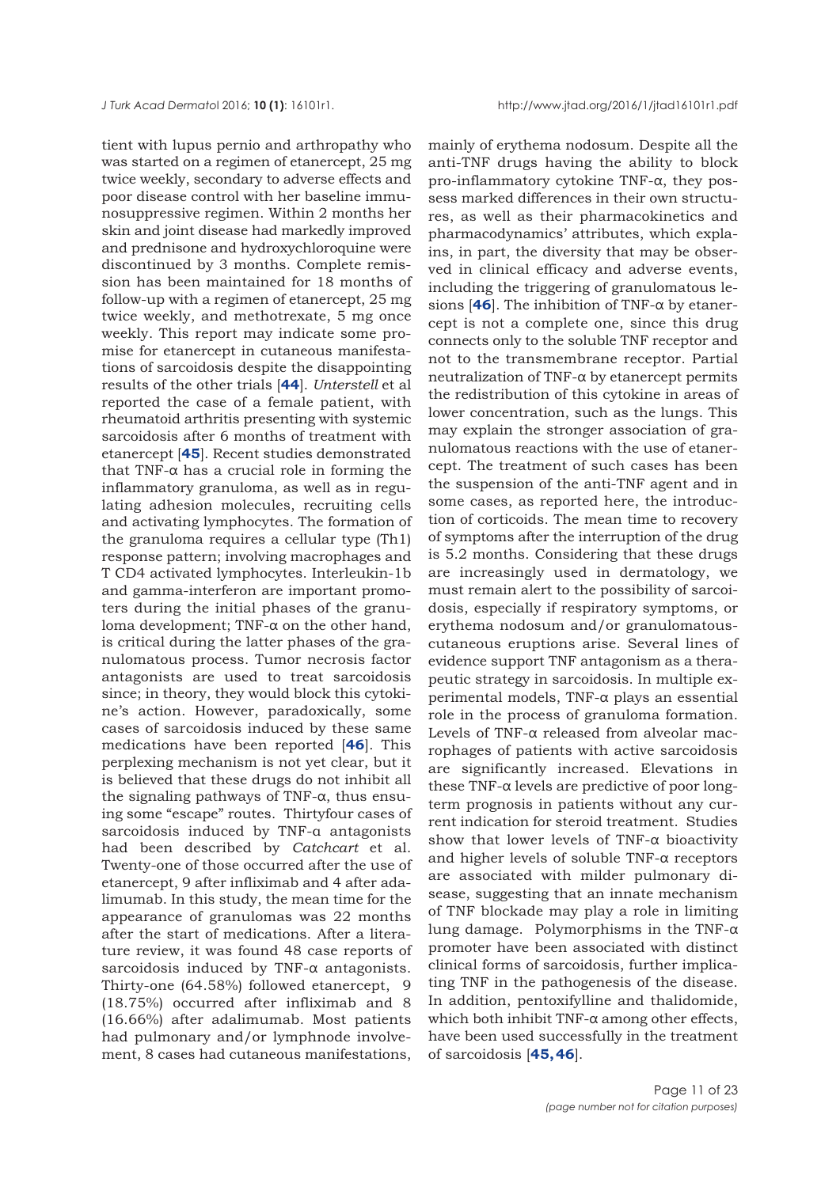tient with lupus pernio and arthropathy who was started on a regimen of etanercept, 25 mg twice weekly, secondary to adverse effects and poor disease control with her baseline immunosuppressive regimen. Within 2 months her skin and joint disease had markedly improved and prednisone and hydroxychloroquine were discontinued by 3 months. Complete remission has been maintained for 18 months of follow-up with a regimen of etanercept, 25 mg twice weekly, and methotrexate, 5 mg once weekly. This report may indicate some promise for etanercept in cutaneous manifestations of sarcoidosis despite the disappointing results of the other trials [**44**]. *Unterstell* et al reported the case of a female patient, with rheumatoid arthritis presenting with systemic sarcoidosis after 6 months of treatment with etanercept [**45**]. Recent studies demonstrated that TNF-α has a crucial role in forming the inflammatory granuloma, as well as in regulating adhesion molecules, recruiting cells and activating lymphocytes. The formation of the granuloma requires a cellular type (Th1) response pattern; involving macrophages and T CD4 activated lymphocytes. Interleukin-1b and gamma-interferon are important promoters during the initial phases of the granuloma development; TNF-α on the other hand, is critical during the latter phases of the granulomatous process. Tumor necrosis factor antagonists are used to treat sarcoidosis since; in theory, they would block this cytokine's action. However, paradoxically, some cases of sarcoidosis induced by these same medications have been reported [**46**]. This perplexing mechanism is not yet clear, but it is believed that these drugs do not inhibit all the signaling pathways of TNF-α, thus ensuing some "escape" routes. Thirtyfour cases of sarcoidosis induced by TNF-α antagonists had been described by *Catchcart* et al. Twenty-one of those occurred after the use of etanercept, 9 after infliximab and 4 after adalimumab. In this study, the mean time for the appearance of granulomas was 22 months after the start of medications. After a literature review, it was found 48 case reports of sarcoidosis induced by TNF-α antagonists. Thirty-one (64.58%) followed etanercept, 9 (18.75%) occurred after infliximab and 8 (16.66%) after adalimumab. Most patients had pulmonary and/or lymphnode involvement, 8 cases had cutaneous manifestations, mainly of erythema nodosum. Despite all the anti-TNF drugs having the ability to block pro-inflammatory cytokine TNF-α, they possess marked differences in their own structures, as well as their pharmacokinetics and pharmacodynamics' attributes, which explains, in part, the diversity that may be observed in clinical efficacy and adverse events, including the triggering of granulomatous lesions [**46**]. The inhibition of TNF-α by etanercept is not a complete one, since this drug connects only to the soluble TNF receptor and not to the transmembrane receptor. Partial neutralization of TNF-α by etanercept permits the redistribution of this cytokine in areas of lower concentration, such as the lungs. This may explain the stronger association of granulomatous reactions with the use of etanercept. The treatment of such cases has been the suspension of the anti-TNF agent and in some cases, as reported here, the introduction of corticoids. The mean time to recovery of symptoms after the interruption of the drug is 5.2 months. Considering that these drugs are increasingly used in dermatology, we must remain alert to the possibility of sarcoidosis, especially if respiratory symptoms, or erythema nodosum and/or granulomatous-cutaneous eruptions arise. Several lines of evidence support TNF antagonism as a therapeutic strategy in sarcoidosis. In multiple experimental models, TNF-α plays an essential role in the process of granuloma formation. Levels of TNF-α released from alveolar macrophages of patients with active sarcoidosis are significantly increased. Elevations in these TNF-α levels are predictive of poor long-term prognosis in patients without any current indication for steroid treatment. Studies show that lower levels of TNF-α bioactivity and higher levels of soluble TNF-α receptors are associated with milder pulmonary disease, suggesting that an innate mechanism of TNF blockade may play a role in limiting lung damage. Polymorphisms in the TNF-α promoter have been associated with distinct clinical forms of sarcoidosis, further implicating TNF in the pathogenesis of the disease. In addition, pentoxifylline and thalidomide, which both inhibit TNF-α among other effects, have been used successfully in the treatment of sarcoidosis [**45, 46**].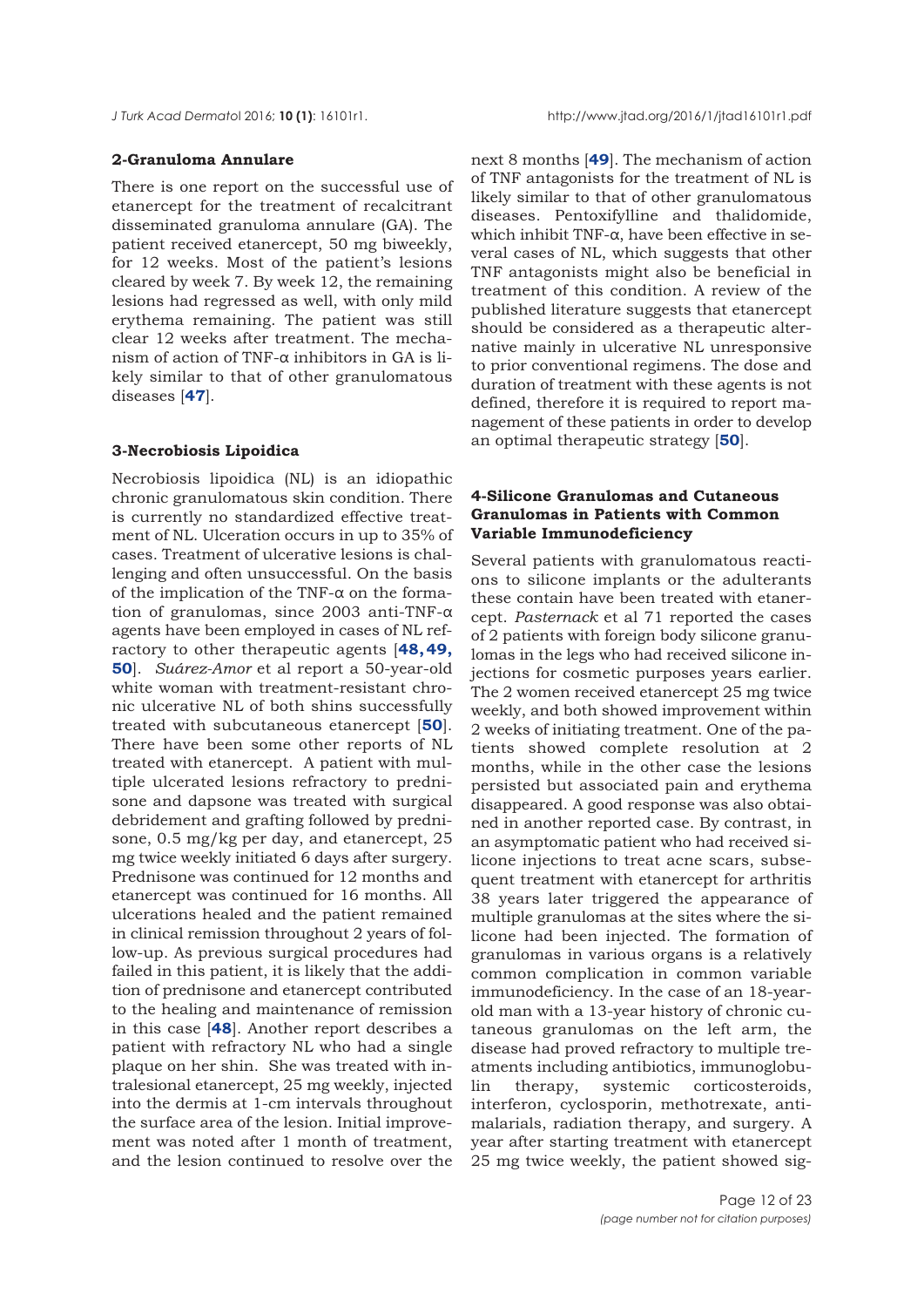### 2-Granuloma Annulare

There is one report on the successful use of etanercept for the treatment of recalcitrant disseminated granuloma annulare (GA). The patient received etanercept, 50 mg biweekly, for 12 weeks. Most of the patient's lesions cleared by week 7. By week 12, the remaining lesions had regressed as well, with only mild erythema remaining. The patient was still clear 12 weeks after treatment. The mechanism of action of TNF-α inhibitors in GA is likely similar to that of other granulomatous diseases [**47**].

### 3-Necrobiosis Lipoidica

Necrobiosis lipoidica (NL) is an idiopathic chronic granulomatous skin condition. There is currently no standardized effective treatment of NL. Ulceration occurs in up to 35% of cases. Treatment of ulcerative lesions is challenging and often unsuccessful. On the basis of the implication of the TNF-α on the formation of granulomas, since 2003 anti-TNF-α agents have been employed in cases of NL refractory to other therapeutic agents [**48, 49, 50**]. *Suárez-Amor* et al report a 50-year-old white woman with treatment-resistant chronic ulcerative NL of both shins successfully treated with subcutaneous etanercept [**50**]. There have been some other reports of NL treated with etanercept. A patient with multiple ulcerated lesions refractory to prednisone and dapsone was treated with surgical debridement and grafting followed by prednisone, 0.5 mg/kg per day, and etanercept, 25 mg twice weekly initiated 6 days after surgery. Prednisone was continued for 12 months and etanercept was continued for 16 months. All ulcerations healed and the patient remained in clinical remission throughout 2 years of follow-up. As previous surgical procedures had failed in this patient, it is likely that the addition of prednisone and etanercept contributed to the healing and maintenance of remission in this case [**48**]. Another report describes a patient with refractory NL who had a single plaque on her shin. She was treated with intralesional etanercept, 25 mg weekly, injected into the dermis at 1-cm intervals throughout the surface area of the lesion. Initial improvement was noted after 1 month of treatment, and the lesion continued to resolve over the next 8 months [**49**]. The mechanism of action of TNF antagonists for the treatment of NL is likely similar to that of other granulomatous diseases. Pentoxifylline and thalidomide, which inhibit TNF-α, have been effective in several cases of NL, which suggests that other TNF antagonists might also be beneficial in treatment of this condition. A review of the published literature suggests that etanercept should be considered as a therapeutic alternative mainly in ulcerative NL unresponsive to prior conventional regimens. The dose and duration of treatment with these agents is not defined, therefore it is required to report management of these patients in order to develop an optimal therapeutic strategy [**50**].

### 4-Silicone Granulomas and Cutaneous Granulomas in Patients with Common Variable Immunodeficiency

Several patients with granulomatous reactions to silicone implants or the adulterants these contain have been treated with etanercept. *Pasternack* et al 71 reported the cases of 2 patients with foreign body silicone granulomas in the legs who had received silicone injections for cosmetic purposes years earlier. The 2 women received etanercept 25 mg twice weekly, and both showed improvement within 2 weeks of initiating treatment. One of the patients showed complete resolution at 2 months, while in the other case the lesions persisted but associated pain and erythema disappeared. A good response was also obtained in another reported case. By contrast, in an asymptomatic patient who had received silicone injections to treat acne scars, subsequent treatment with etanercept for arthritis 38 years later triggered the appearance of multiple granulomas at the sites where the silicone had been injected. The formation of granulomas in various organs is a relatively common complication in common variable immunodeficiency. In the case of an 18-year-old man with a 13-year history of chronic cutaneous granulomas on the left arm, the disease had proved refractory to multiple treatments including antibiotics, immunoglobulin therapy, systemic corticosteroids, interferon, cyclosporin, methotrexate, antimalarials, radiation therapy, and surgery. A year after starting treatment with etanercept 25 mg twice weekly, the patient showed sig-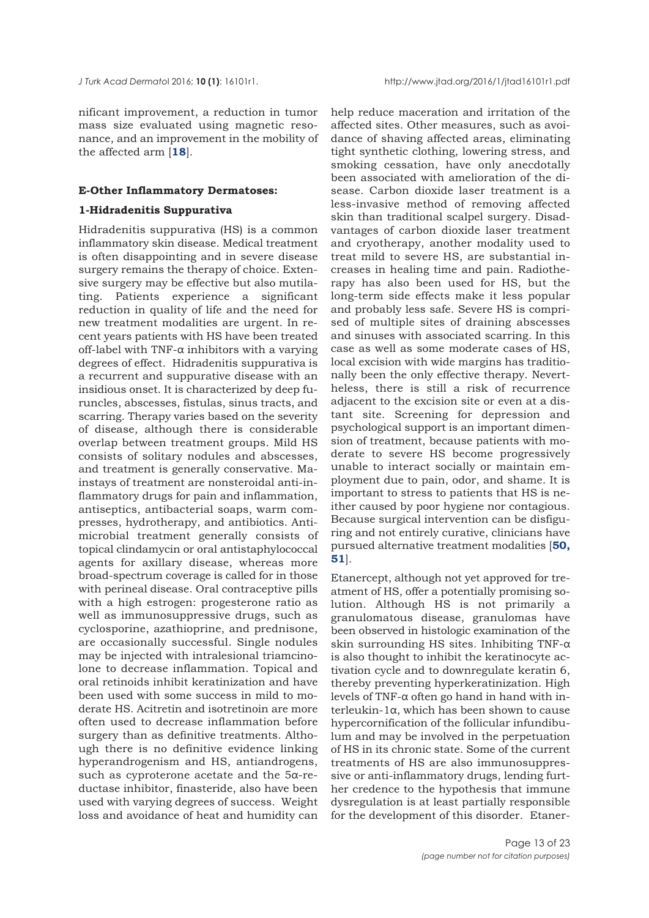nificant improvement, a reduction in tumor mass size evaluated using magnetic resonance, and an improvement in the mobility of the affected arm [**18**].

#### E-Other Inflammatory Dermatoses:

#### 1-Hidradenitis Suppurativa

Hidradenitis suppurativa (HS) is a common inflammatory skin disease. Medical treatment is often disappointing and in severe disease surgery remains the therapy of choice. Extensive surgery may be effective but also mutilating. Patients experience a significant reduction in quality of life and the need for new treatment modalities are urgent. In recent years patients with HS have been treated off-label with TNF-α inhibitors with a varying degrees of effect. Hidradenitis suppurativa is a recurrent and suppurative disease with an insidious onset. It is characterized by deep furuncles, abscesses, fistulas, sinus tracts, and scarring. Therapy varies based on the severity of disease, although there is considerable overlap between treatment groups. Mild HS consists of solitary nodules and abscesses, and treatment is generally conservative. Mainstays of treatment are nonsteroidal anti-inflammatory drugs for pain and inflammation, antiseptics, antibacterial soaps, warm compresses, hydrotherapy, and antibiotics. Antimicrobial treatment generally consists of topical clindamycin or oral antistaphylococcal agents for axillary disease, whereas more broad-spectrum coverage is called for in those with perineal disease. Oral contraceptive pills with a high estrogen: progesterone ratio as well as immunosuppressive drugs, such as cyclosporine, azathioprine, and prednisone, are occasionally successful. Single nodules may be injected with intralesional triamcinolone to decrease inflammation. Topical and oral retinoids inhibit keratinization and have been used with some success in mild to moderate HS. Acitretin and isotretinoin are more often used to decrease inflammation before surgery than as definitive treatments. Although there is no definitive evidence linking hyperandrogenism and HS, antiandrogens, such as cyproterone acetate and the 5α-reductase inhibitor, finasteride, also have been used with varying degrees of success. Weight loss and avoidance of heat and humidity can help reduce maceration and irritation of the affected sites. Other measures, such as avoidance of shaving affected areas, eliminating tight synthetic clothing, lowering stress, and smoking cessation, have only anecdotally been associated with amelioration of the disease. Carbon dioxide laser treatment is a less-invasive method of removing affected skin than traditional scalpel surgery. Disadvantages of carbon dioxide laser treatment and cryotherapy, another modality used to treat mild to severe HS, are substantial increases in healing time and pain. Radiotherapy has also been used for HS, but the long-term side effects make it less popular and probably less safe. Severe HS is comprised of multiple sites of draining abscesses and sinuses with associated scarring. In this case as well as some moderate cases of HS, local excision with wide margins has traditionally been the only effective therapy. Nevertheless, there is still a risk of recurrence adjacent to the excision site or even at a distant site. Screening for depression and psychological support is an important dimension of treatment, because patients with moderate to severe HS become progressively unable to interact socially or maintain employment due to pain, odor, and shame. It is important to stress to patients that HS is neither caused by poor hygiene nor contagious. Because surgical intervention can be disfiguring and not entirely curative, clinicians have pursued alternative treatment modalities [**50, 51**].

Etanercept, although not yet approved for treatment of HS, offer a potentially promising solution. Although HS is not primarily a granulomatous disease, granulomas have been observed in histologic examination of the skin surrounding HS sites. Inhibiting TNF-α is also thought to inhibit the keratinocyte activation cycle and to downregulate keratin 6, thereby preventing hyperkeratinization. High levels of TNF-α often go hand in hand with interleukin-1α, which has been shown to cause hypercornification of the follicular infundibulum and may be involved in the perpetuation of HS in its chronic state. Some of the current treatments of HS are also immunosuppressive or anti-inflammatory drugs, lending further credence to the hypothesis that immune dysregulation is at least partially responsible for the development of this disorder. Etaner-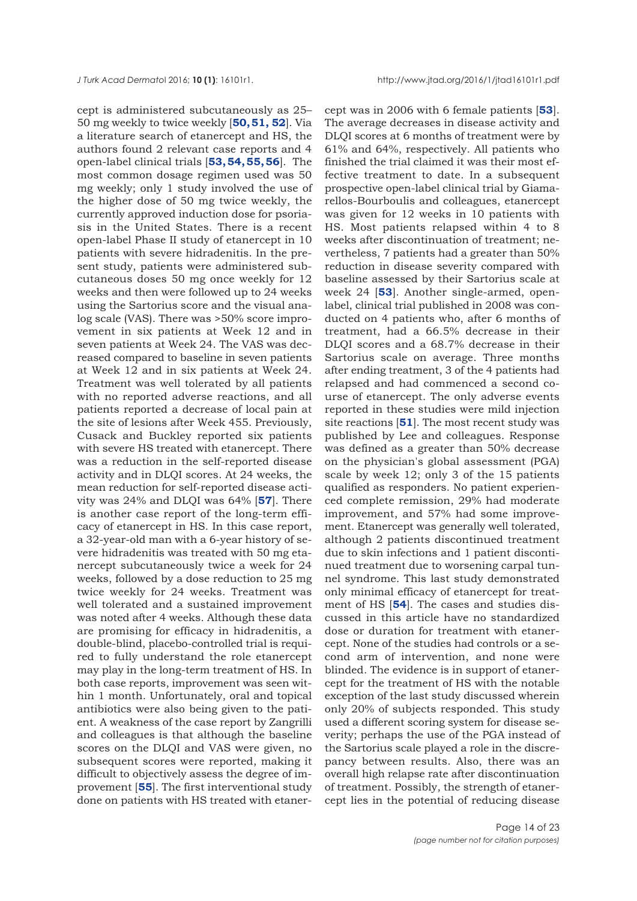cept is administered subcutaneously as 25–50 mg weekly to twice weekly [50, 51, 52]. Via a literature search of etanercept and HS, the authors found 2 relevant case reports and 4 open-label clinical trials [53, 54, 55, 56]. The most common dosage regimen used was 50 mg weekly; only 1 study involved the use of the higher dose of 50 mg twice weekly, the currently approved induction dose for psoriasis in the United States. There is a recent open-label Phase II study of etanercept in 10 patients with severe hidradenitis. In the present study, patients were administered subcutaneous doses 50 mg once weekly for 12 weeks and then were followed up to 24 weeks using the Sartorius score and the visual analog scale (VAS). There was >50% score improvement in six patients at Week 12 and in seven patients at Week 24. The VAS was decreased compared to baseline in seven patients at Week 12 and in six patients at Week 24. Treatment was well tolerated by all patients with no reported adverse reactions, and all patients reported a decrease of local pain at the site of lesions after Week 455. Previously, Cusack and Buckley reported six patients with severe HS treated with etanercept. There was a reduction in the self-reported disease activity and in DLQI scores. At 24 weeks, the mean reduction for self-reported disease activity was 24% and DLQI was 64% [57]. There is another case report of the long-term efficacy of etanercept in HS. In this case report, a 32-year-old man with a 6-year history of severe hidradenitis was treated with 50 mg etanercept subcutaneously twice a week for 24 weeks, followed by a dose reduction to 25 mg twice weekly for 24 weeks. Treatment was well tolerated and a sustained improvement was noted after 4 weeks. Although these data are promising for efficacy in hidradenitis, a double-blind, placebo-controlled trial is required to fully understand the role etanercept may play in the long-term treatment of HS. In both case reports, improvement was seen within 1 month. Unfortunately, oral and topical antibiotics were also being given to the patient. A weakness of the case report by Zangrilli and colleagues is that although the baseline scores on the DLQI and VAS were given, no subsequent scores were reported, making it difficult to objectively assess the degree of improvement [55]. The first interventional study done on patients with HS treated with etanercept was in 2006 with 6 female patients [53]. The average decreases in disease activity and DLQI scores at 6 months of treatment were by 61% and 64%, respectively. All patients who finished the trial claimed it was their most effective treatment to date. In a subsequent prospective open-label clinical trial by Giamarellos-Bourboulis and colleagues, etanercept was given for 12 weeks in 10 patients with HS. Most patients relapsed within 4 to 8 weeks after discontinuation of treatment; nevertheless, 7 patients had a greater than 50% reduction in disease severity compared with baseline assessed by their Sartorius scale at week 24 [53]. Another single-armed, open-label, clinical trial published in 2008 was conducted on 4 patients who, after 6 months of treatment, had a 66.5% decrease in their DLQI scores and a 68.7% decrease in their Sartorius scale on average. Three months after ending treatment, 3 of the 4 patients had relapsed and had commenced a second course of etanercept. The only adverse events reported in these studies were mild injection site reactions [51]. The most recent study was published by Lee and colleagues. Response was defined as a greater than 50% decrease on the physician's global assessment (PGA) scale by week 12; only 3 of the 15 patients qualified as responders. No patient experienced complete remission, 29% had moderate improvement, and 57% had some improvement. Etanercept was generally well tolerated, although 2 patients discontinued treatment due to skin infections and 1 patient discontinued treatment due to worsening carpal tunnel syndrome. This last study demonstrated only minimal efficacy of etanercept for treatment of HS [54]. The cases and studies discussed in this article have no standardized dose or duration for treatment with etanercept. None of the studies had controls or a second arm of intervention, and none were blinded. The evidence is in support of etanercept for the treatment of HS with the notable exception of the last study discussed wherein only 20% of subjects responded. This study used a different scoring system for disease severity; perhaps the use of the PGA instead of the Sartorius scale played a role in the discrepancy between results. Also, there was an overall high relapse rate after discontinuation of treatment. Possibly, the strength of etanercept lies in the potential of reducing disease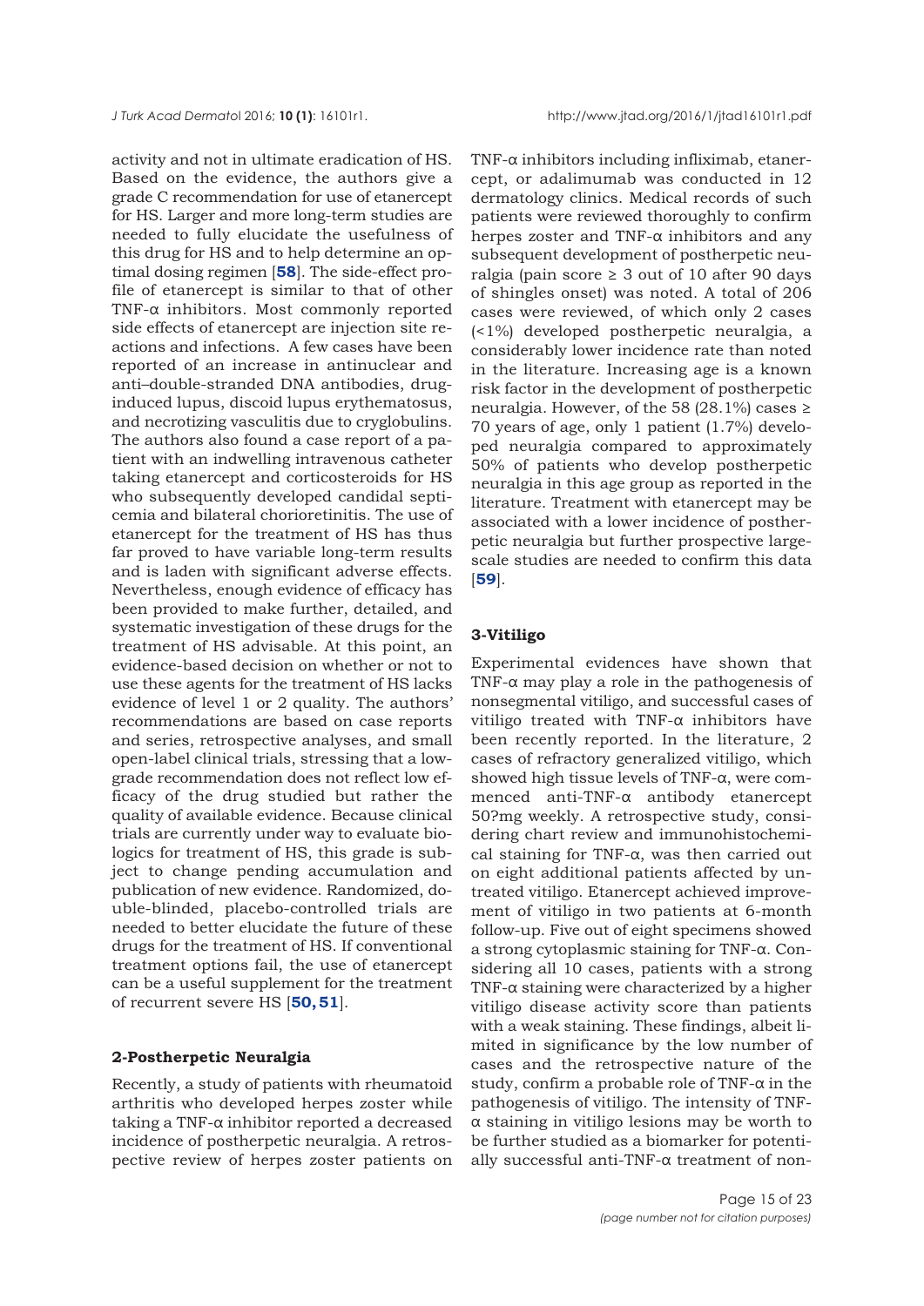activity and not in ultimate eradication of HS. Based on the evidence, the authors give a grade C recommendation for use of etanercept for HS. Larger and more long-term studies are needed to fully elucidate the usefulness of this drug for HS and to help determine an optimal dosing regimen [**58**]. The side-effect profile of etanercept is similar to that of other TNF-α inhibitors. Most commonly reported side effects of etanercept are injection site reactions and infections. A few cases have been reported of an increase in antinuclear and anti–double-stranded DNA antibodies, drug-induced lupus, discoid lupus erythematosus, and necrotizing vasculitis due to cryglobulins. The authors also found a case report of a patient with an indwelling intravenous catheter taking etanercept and corticosteroids for HS who subsequently developed candidal septicemia and bilateral chorioretinitis. The use of etanercept for the treatment of HS has thus far proved to have variable long-term results and is laden with significant adverse effects. Nevertheless, enough evidence of efficacy has been provided to make further, detailed, and systematic investigation of these drugs for the treatment of HS advisable. At this point, an evidence-based decision on whether or not to use these agents for the treatment of HS lacks evidence of level 1 or 2 quality. The authors' recommendations are based on case reports and series, retrospective analyses, and small open-label clinical trials, stressing that a low-grade recommendation does not reflect low efficacy of the drug studied but rather the quality of available evidence. Because clinical trials are currently under way to evaluate biologics for treatment of HS, this grade is subject to change pending accumulation and publication of new evidence. Randomized, double-blinded, placebo-controlled trials are needed to better elucidate the future of these drugs for the treatment of HS. If conventional treatment options fail, the use of etanercept can be a useful supplement for the treatment of recurrent severe HS [**50, 51**].

### 2-Postherpetic Neuralgia

Recently, a study of patients with rheumatoid arthritis who developed herpes zoster while taking a TNF-α inhibitor reported a decreased incidence of postherpetic neuralgia. A retrospective review of herpes zoster patients on TNF-α inhibitors including infliximab, etanercept, or adalimumab was conducted in 12 dermatology clinics. Medical records of such patients were reviewed thoroughly to confirm herpes zoster and TNF-α inhibitors and any subsequent development of postherpetic neuralgia (pain score ≥ 3 out of 10 after 90 days of shingles onset) was noted. A total of 206 cases were reviewed, of which only 2 cases (<1%) developed postherpetic neuralgia, a considerably lower incidence rate than noted in the literature. Increasing age is a known risk factor in the development of postherpetic neuralgia. However, of the 58 (28.1%) cases ≥ 70 years of age, only 1 patient (1.7%) developed neuralgia compared to approximately 50% of patients who develop postherpetic neuralgia in this age group as reported in the literature. Treatment with etanercept may be associated with a lower incidence of postherpetic neuralgia but further prospective large-scale studies are needed to confirm this data [**59**].

### 3-Vitiligo

Experimental evidences have shown that TNF-α may play a role in the pathogenesis of nonsegmental vitiligo, and successful cases of vitiligo treated with TNF-α inhibitors have been recently reported. In the literature, 2 cases of refractory generalized vitiligo, which showed high tissue levels of TNF-α, were commenced anti-TNF-α antibody etanercept 50?mg weekly. A retrospective study, considering chart review and immunohistochemical staining for TNF-α, was then carried out on eight additional patients affected by untreated vitiligo. Etanercept achieved improvement of vitiligo in two patients at 6-month follow-up. Five out of eight specimens showed a strong cytoplasmic staining for TNF-α. Considering all 10 cases, patients with a strong TNF-α staining were characterized by a higher vitiligo disease activity score than patients with a weak staining. These findings, albeit limited in significance by the low number of cases and the retrospective nature of the study, confirm a probable role of TNF-α in the pathogenesis of vitiligo. The intensity of TNF-α staining in vitiligo lesions may be worth to be further studied as a biomarker for potentially successful anti-TNF-α treatment of non-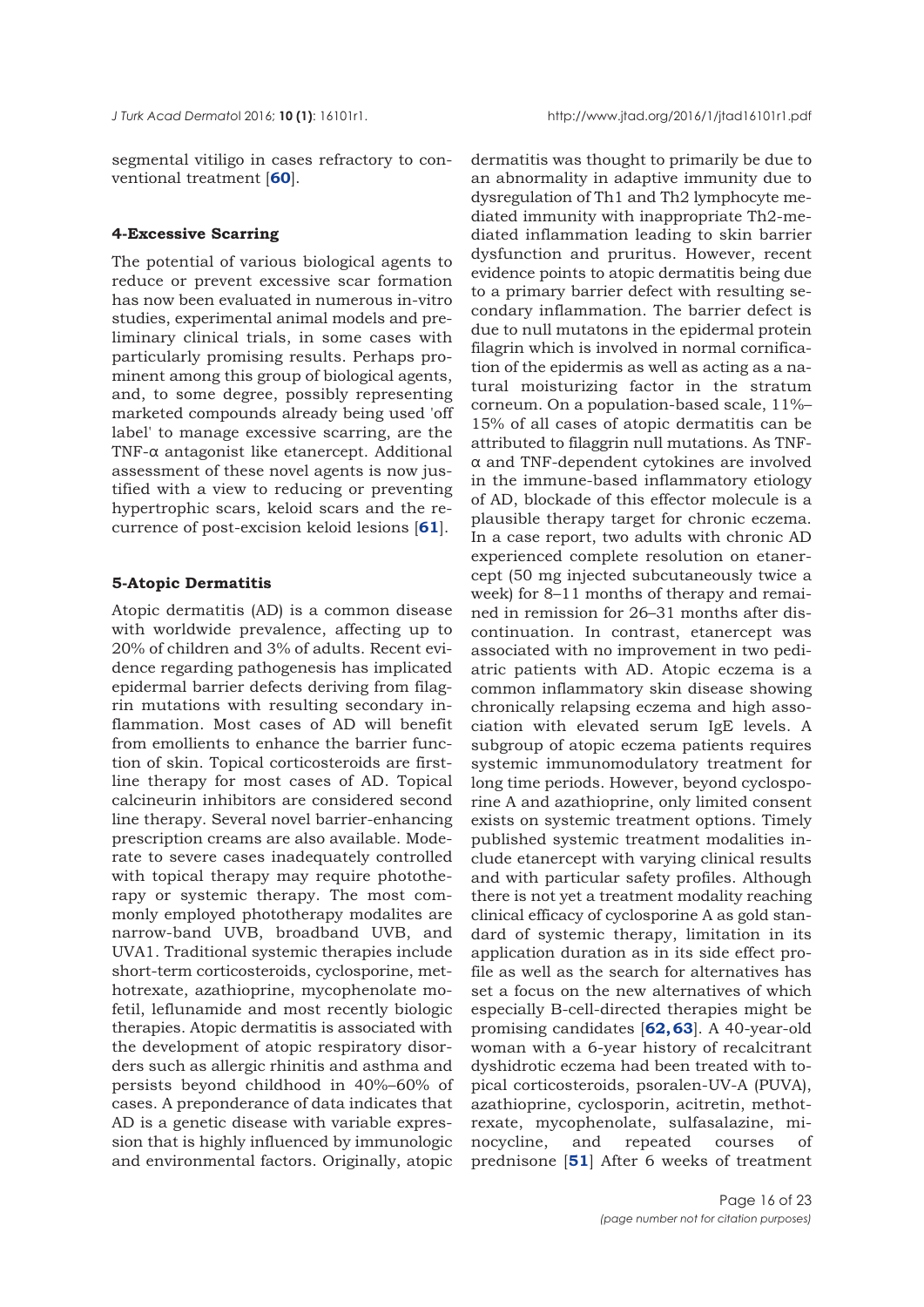segmental vitiligo in cases refractory to conventional treatment [60].

### 4-Excessive Scarring

The potential of various biological agents to reduce or prevent excessive scar formation has now been evaluated in numerous in-vitro studies, experimental animal models and preliminary clinical trials, in some cases with particularly promising results. Perhaps prominent among this group of biological agents, and, to some degree, possibly representing marketed compounds already being used 'off label' to manage excessive scarring, are the TNF-α antagonist like etanercept. Additional assessment of these novel agents is now justified with a view to reducing or preventing hypertrophic scars, keloid scars and the recurrence of post-excision keloid lesions [61].

### 5-Atopic Dermatitis

Atopic dermatitis (AD) is a common disease with worldwide prevalence, affecting up to 20% of children and 3% of adults. Recent evidence regarding pathogenesis has implicated epidermal barrier defects deriving from filagrin mutations with resulting secondary inflammation. Most cases of AD will benefit from emollients to enhance the barrier function of skin. Topical corticosteroids are first-line therapy for most cases of AD. Topical calcineurin inhibitors are considered second line therapy. Several novel barrier-enhancing prescription creams are also available. Moderate to severe cases inadequately controlled with topical therapy may require phototherapy or systemic therapy. The most commonly employed phototherapy modalites are narrow-band UVB, broadband UVB, and UVA1. Traditional systemic therapies include short-term corticosteroids, cyclosporine, methotrexate, azathioprine, mycophenolate mofetil, leflunamide and most recently biologic therapies. Atopic dermatitis is associated with the development of atopic respiratory disorders such as allergic rhinitis and asthma and persists beyond childhood in 40%–60% of cases. A preponderance of data indicates that AD is a genetic disease with variable expression that is highly influenced by immunologic and environmental factors. Originally, atopic dermatitis was thought to primarily be due to an abnormality in adaptive immunity due to dysregulation of Th1 and Th2 lymphocyte mediated immunity with inappropriate Th2-mediated inflammation leading to skin barrier dysfunction and pruritus. However, recent evidence points to atopic dermatitis being due to a primary barrier defect with resulting secondary inflammation. The barrier defect is due to null mutatons in the epidermal protein filagrin which is involved in normal cornification of the epidermis as well as acting as a natural moisturizing factor in the stratum corneum. On a population-based scale, 11%–15% of all cases of atopic dermatitis can be attributed to filaggrin null mutations. As TNF-α and TNF-dependent cytokines are involved in the immune-based inflammatory etiology of AD, blockade of this effector molecule is a plausible therapy target for chronic eczema. In a case report, two adults with chronic AD experienced complete resolution on etanercept (50 mg injected subcutaneously twice a week) for 8–11 months of therapy and remained in remission for 26–31 months after discontinuation. In contrast, etanercept was associated with no improvement in two pediatric patients with AD. Atopic eczema is a common inflammatory skin disease showing chronically relapsing eczema and high association with elevated serum IgE levels. A subgroup of atopic eczema patients requires systemic immunomodulatory treatment for long time periods. However, beyond cyclosporine A and azathioprine, only limited consent exists on systemic treatment options. Timely published systemic treatment modalities include etanercept with varying clinical results and with particular safety profiles. Although there is not yet a treatment modality reaching clinical efficacy of cyclosporine A as gold standard of systemic therapy, limitation in its application duration as in its side effect profile as well as the search for alternatives has set a focus on the new alternatives of which especially B-cell-directed therapies might be promising candidates [62, 63]. A 40-year-old woman with a 6-year history of recalcitrant dyshidrotic eczema had been treated with topical corticosteroids, psoralen-UV-A (PUVA), azathioprine, cyclosporin, acitretin, methotrexate, mycophenolate, sulfasalazine, minocycline, and repeated courses of prednisone [51] After 6 weeks of treatment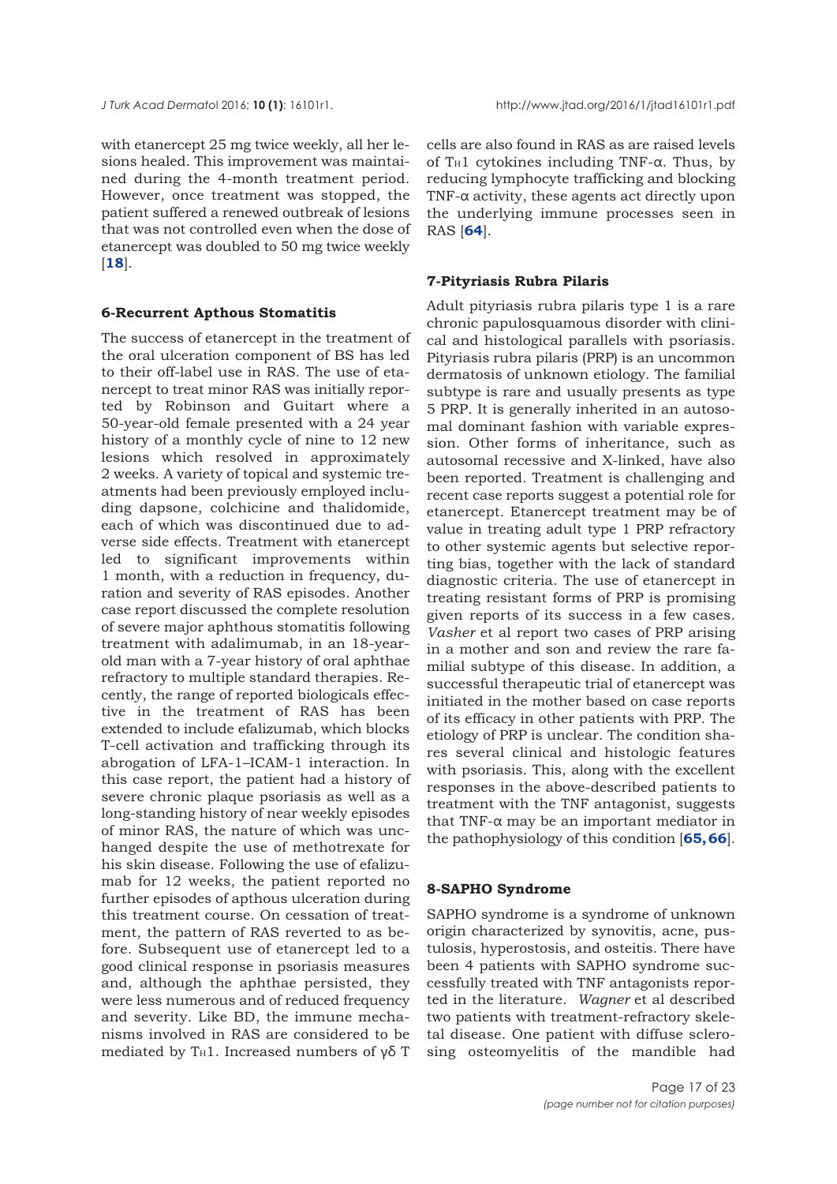with etanercept 25 mg twice weekly, all her lesions healed. This improvement was maintained during the 4-month treatment period. However, once treatment was stopped, the patient suffered a renewed outbreak of lesions that was not controlled even when the dose of etanercept was doubled to 50 mg twice weekly [**18**].

#### 6-Recurrent Apthous Stomatitis

The success of etanercept in the treatment of the oral ulceration component of BS has led to their off-label use in RAS. The use of etanercept to treat minor RAS was initially reported by Robinson and Guitart where a 50-year-old female presented with a 24 year history of a monthly cycle of nine to 12 new lesions which resolved in approximately 2 weeks. A variety of topical and systemic treatments had been previously employed including dapsone, colchicine and thalidomide, each of which was discontinued due to adverse side effects. Treatment with etanercept led to significant improvements within 1 month, with a reduction in frequency, duration and severity of RAS episodes. Another case report discussed the complete resolution of severe major aphthous stomatitis following treatment with adalimumab, in an 18-year-old man with a 7-year history of oral aphthae refractory to multiple standard therapies. Recently, the range of reported biologicals effective in the treatment of RAS has been extended to include efalizumab, which blocks T-cell activation and trafficking through its abrogation of LFA-1–ICAM-1 interaction. In this case report, the patient had a history of severe chronic plaque psoriasis as well as a long-standing history of near weekly episodes of minor RAS, the nature of which was unchanged despite the use of methotrexate for his skin disease. Following the use of efalizumab for 12 weeks, the patient reported no further episodes of apthous ulceration during this treatment course. On cessation of treatment, the pattern of RAS reverted to as before. Subsequent use of etanercept led to a good clinical response in psoriasis measures and, although the aphthae persisted, they were less numerous and of reduced frequency and severity. Like BD, the immune mechanisms involved in RAS are considered to be mediated by $T_H1$. Increased numbers of γδ T cells are also found in RAS as are raised levels of $T_H1$ cytokines including TNF-α. Thus, by reducing lymphocyte trafficking and blocking TNF-α activity, these agents act directly upon the underlying immune processes seen in RAS [**64**].

#### 7-Pityriasis Rubra Pilaris

Adult pityriasis rubra pilaris type 1 is a rare chronic papulosquamous disorder with clinical and histological parallels with psoriasis. Pityriasis rubra pilaris (PRP) is an uncommon dermatosis of unknown etiology. The familial subtype is rare and usually presents as type 5 PRP. It is generally inherited in an autosomal dominant fashion with variable expression. Other forms of inheritance, such as autosomal recessive and X-linked, have also been reported. Treatment is challenging and recent case reports suggest a potential role for etanercept. Etanercept treatment may be of value in treating adult type 1 PRP refractory to other systemic agents but selective reporting bias, together with the lack of standard diagnostic criteria. The use of etanercept in treating resistant forms of PRP is promising given reports of its success in a few cases. *Vasher* et al report two cases of PRP arising in a mother and son and review the rare familial subtype of this disease. In addition, a successful therapeutic trial of etanercept was initiated in the mother based on case reports of its efficacy in other patients with PRP. The etiology of PRP is unclear. The condition shares several clinical and histologic features with psoriasis. This, along with the excellent responses in the above-described patients to treatment with the TNF antagonist, suggests that TNF-α may be an important mediator in the pathophysiology of this condition [**65, 66**].

#### 8-SAPHO Syndrome

SAPHO syndrome is a syndrome of unknown origin characterized by synovitis, acne, pustulosis, hyperostosis, and osteitis. There have been 4 patients with SAPHO syndrome successfully treated with TNF antagonists reported in the literature. *Wagner* et al described two patients with treatment-refractory skeletal disease. One patient with diffuse sclerosing osteomyelitis of the mandible had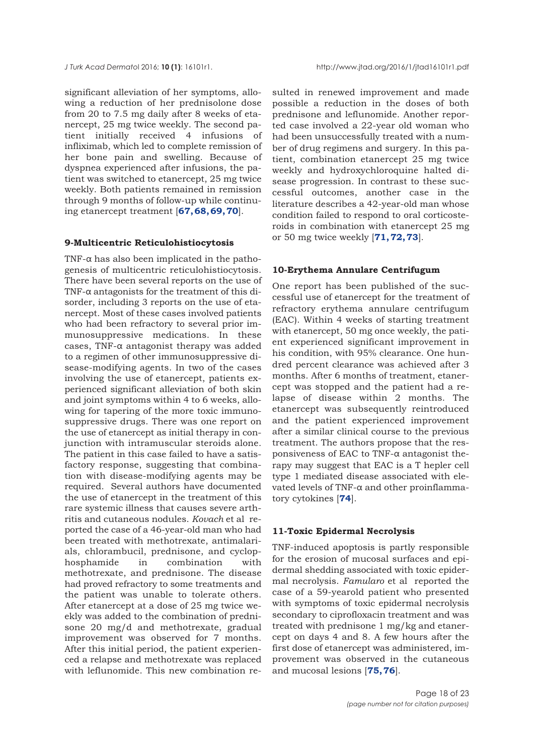significant alleviation of her symptoms, allowing a reduction of her prednisolone dose from 20 to 7.5 mg daily after 8 weeks of etanercept, 25 mg twice weekly. The second patient initially received 4 infusions of infliximab, which led to complete remission of her bone pain and swelling. Because of dyspnea experienced after infusions, the patient was switched to etanercept, 25 mg twice weekly. Both patients remained in remission through 9 months of follow-up while continuing etanercept treatment [**67, 68, 69, 70**].

### 9-Multicentric Reticulohistiocytosis

TNF-α has also been implicated in the pathogenesis of multicentric reticulohistiocytosis. There have been several reports on the use of TNF-α antagonists for the treatment of this disorder, including 3 reports on the use of etanercept. Most of these cases involved patients who had been refractory to several prior immunosuppressive medications. In these cases, TNF-α antagonist therapy was added to a regimen of other immunosuppressive disease-modifying agents. In two of the cases involving the use of etanercept, patients experienced significant alleviation of both skin and joint symptoms within 4 to 6 weeks, allowing for tapering of the more toxic immunosuppressive drugs. There was one report on the use of etanercept as initial therapy in conjunction with intramuscular steroids alone. The patient in this case failed to have a satisfactory response, suggesting that combination with disease-modifying agents may be required. Several authors have documented the use of etanercept in the treatment of this rare systemic illness that causes severe arthritis and cutaneous nodules. *Kovach* et al reported the case of a 46-year-old man who had been treated with methotrexate, antimalarials, chlorambucil, prednisone, and cyclophosphamide in combination with methotrexate, and prednisone. The disease had proved refractory to some treatments and the patient was unable to tolerate others. After etanercept at a dose of 25 mg twice weekly was added to the combination of prednisone 20 mg/d and methotrexate, gradual improvement was observed for 7 months. After this initial period, the patient experienced a relapse and methotrexate was replaced with leflunomide. This new combination resulted in renewed improvement and made possible a reduction in the doses of both prednisone and leflunomide. Another reported case involved a 22-year old woman who had been unsuccessfully treated with a number of drug regimens and surgery. In this patient, combination etanercept 25 mg twice weekly and hydroxychloroquine halted disease progression. In contrast to these successful outcomes, another case in the literature describes a 42-year-old man whose condition failed to respond to oral corticosteroids in combination with etanercept 25 mg or 50 mg twice weekly [**71, 72, 73**].

### 10-Erythema Annulare Centrifugum

One report has been published of the successful use of etanercept for the treatment of refractory erythema annulare centrifugum (EAC). Within 4 weeks of starting treatment with etanercept, 50 mg once weekly, the patient experienced significant improvement in his condition, with 95% clearance. One hundred percent clearance was achieved after 3 months. After 6 months of treatment, etanercept was stopped and the patient had a relapse of disease within 2 months. The etanercept was subsequently reintroduced and the patient experienced improvement after a similar clinical course to the previous treatment. The authors propose that the responsiveness of EAC to TNF-α antagonist therapy may suggest that EAC is a T hepler cell type 1 mediated disease associated with elevated levels of TNF-α and other proinflammatory cytokines [**74**].

### 11-Toxic Epidermal Necrolysis

TNF-induced apoptosis is partly responsible for the erosion of mucosal surfaces and epidermal shedding associated with toxic epidermal necrolysis. *Famularo* et al reported the case of a 59-yearold patient who presented with symptoms of toxic epidermal necrolysis secondary to ciprofloxacin treatment and was treated with prednisone 1 mg/kg and etanercept on days 4 and 8. A few hours after the first dose of etanercept was administered, improvement was observed in the cutaneous and mucosal lesions [**75, 76**].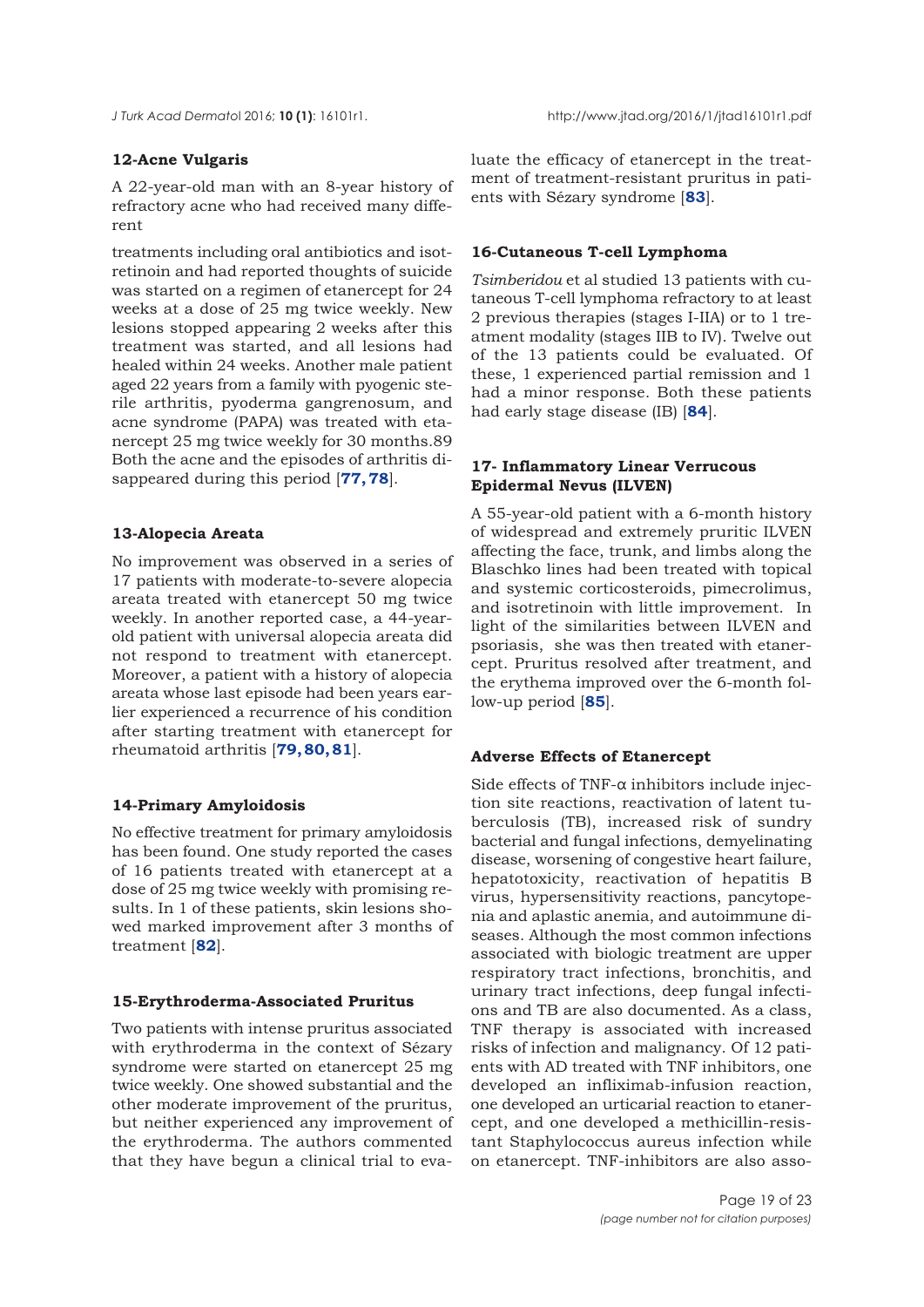## 12-Acne Vulgaris

A 22-year-old man with an 8-year history of refractory acne who had received many different treatments including oral antibiotics and isotretinoin and had reported thoughts of suicide was started on a regimen of etanercept for 24 weeks at a dose of 25 mg twice weekly. New lesions stopped appearing 2 weeks after this treatment was started, and all lesions had healed within 24 weeks. Another male patient aged 22 years from a family with pyogenic sterile arthritis, pyoderma gangrenosum, and acne syndrome (PAPA) was treated with etanercept 25 mg twice weekly for 30 months.89 Both the acne and the episodes of arthritis disappeared during this period [**77, 78**].

## 13-Alopecia Areata

No improvement was observed in a series of 17 patients with moderate-to-severe alopecia areata treated with etanercept 50 mg twice weekly. In another reported case, a 44-year-old patient with universal alopecia areata did not respond to treatment with etanercept. Moreover, a patient with a history of alopecia areata whose last episode had been years earlier experienced a recurrence of his condition after starting treatment with etanercept for rheumatoid arthritis [**79, 80, 81**].

## 14-Primary Amyloidosis

No effective treatment for primary amyloidosis has been found. One study reported the cases of 16 patients treated with etanercept at a dose of 25 mg twice weekly with promising results. In 1 of these patients, skin lesions showed marked improvement after 3 months of treatment [**82**].

## 15-Erythroderma-Associated Pruritus

Two patients with intense pruritus associated with erythroderma in the context of Sézary syndrome were started on etanercept 25 mg twice weekly. One showed substantial and the other moderate improvement of the pruritus, but neither experienced any improvement of the erythroderma. The authors commented that they have begun a clinical trial to evaluate the efficacy of etanercept in the treatment of treatment-resistant pruritus in patients with Sézary syndrome [**83**].

## 16-Cutaneous T-cell Lymphoma

*Tsimberidou* et al studied 13 patients with cutaneous T-cell lymphoma refractory to at least 2 previous therapies (stages I-IIA) or to 1 treatment modality (stages IIB to IV). Twelve out of the 13 patients could be evaluated. Of these, 1 experienced partial remission and 1 had a minor response. Both these patients had early stage disease (IB) [**84**].

## 17- Inflammatory Linear Verrucous Epidermal Nevus (ILVEN)

A 55-year-old patient with a 6-month history of widespread and extremely pruritic ILVEN affecting the face, trunk, and limbs along the Blaschko lines had been treated with topical and systemic corticosteroids, pimecrolimus, and isotretinoin with little improvement. In light of the similarities between ILVEN and psoriasis, she was then treated with etanercept. Pruritus resolved after treatment, and the erythema improved over the 6-month follow-up period [**85**].

## Adverse Effects of Etanercept

Side effects of TNF-α inhibitors include injection site reactions, reactivation of latent tuberculosis (TB), increased risk of sundry bacterial and fungal infections, demyelinating disease, worsening of congestive heart failure, hepatotoxicity, reactivation of hepatitis B virus, hypersensitivity reactions, pancytopenia and aplastic anemia, and autoimmune diseases. Although the most common infections associated with biologic treatment are upper respiratory tract infections, bronchitis, and urinary tract infections, deep fungal infections and TB are also documented. As a class, TNF therapy is associated with increased risks of infection and malignancy. Of 12 patients with AD treated with TNF inhibitors, one developed an infliximab-infusion reaction, one developed an urticarial reaction to etanercept, and one developed a methicillin-resistant Staphylococcus aureus infection while on etanercept. TNF-inhibitors are also asso-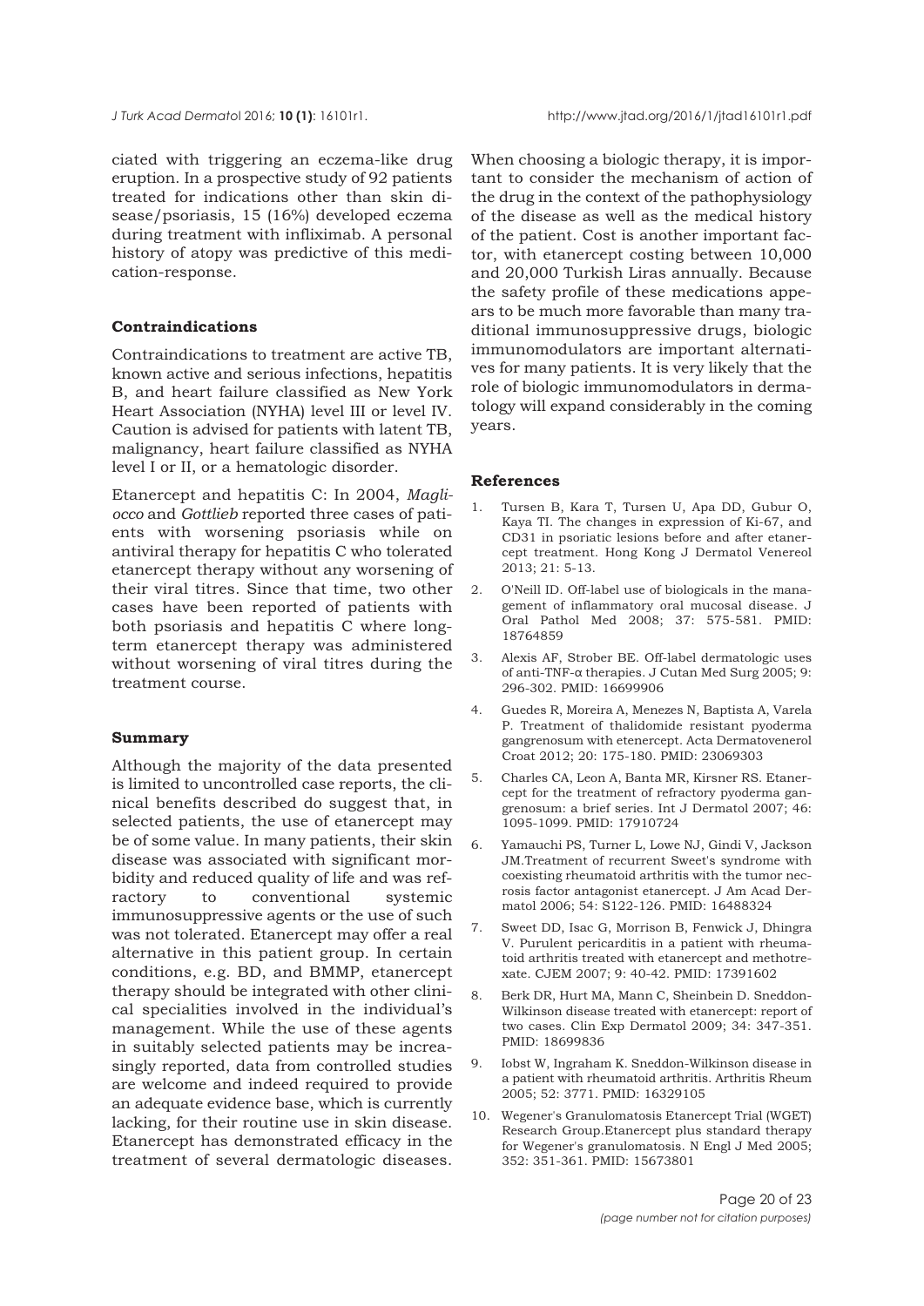ciated with triggering an eczema-like drug eruption. In a prospective study of 92 patients treated for indications other than skin disease/psoriasis, 15 (16%) developed eczema during treatment with infliximab. A personal history of atopy was predictive of this medication-response.

### Contraindications

Contraindications to treatment are active TB, known active and serious infections, hepatitis B, and heart failure classified as New York Heart Association (NYHA) level III or level IV. Caution is advised for patients with latent TB, malignancy, heart failure classified as NYHA level I or II, or a hematologic disorder.

Etanercept and hepatitis C: In 2004, *Magliocco* and *Gottlieb* reported three cases of patients with worsening psoriasis while on antiviral therapy for hepatitis C who tolerated etanercept therapy without any worsening of their viral titres. Since that time, two other cases have been reported of patients with both psoriasis and hepatitis C where long-term etanercept therapy was administered without worsening of viral titres during the treatment course.

### Summary

Although the majority of the data presented is limited to uncontrolled case reports, the clinical benefits described do suggest that, in selected patients, the use of etanercept may be of some value. In many patients, their skin disease was associated with significant morbidity and reduced quality of life and was refractory to conventional systemic immunosuppressive agents or the use of such was not tolerated. Etanercept may offer a real alternative in this patient group. In certain conditions, e.g. BD, and BMMP, etanercept therapy should be integrated with other clinical specialities involved in the individual's management. While the use of these agents in suitably selected patients may be increasingly reported, data from controlled studies are welcome and indeed required to provide an adequate evidence base, which is currently lacking, for their routine use in skin disease. Etanercept has demonstrated efficacy in the treatment of several dermatologic diseases. When choosing a biologic therapy, it is important to consider the mechanism of action of the drug in the context of the pathophysiology of the disease as well as the medical history of the patient. Cost is another important factor, with etanercept costing between 10,000 and 20,000 Turkish Liras annually. Because the safety profile of these medications appears to be much more favorable than many traditional immunosuppressive drugs, biologic immunomodulators are important alternatives for many patients. It is very likely that the role of biologic immunomodulators in dermatology will expand considerably in the coming years.

### References

1. Tursen B, Kara T, Tursen U, Apa DD, Gubur O, Kaya TI. The changes in expression of Ki-67, and CD31 in psoriatic lesions before and after etanercept treatment. Hong Kong J Dermatol Venereol 2013; 21: 5-13.
2. O'Neill ID. Off-label use of biologicals in the management of inflammatory oral mucosal disease. J Oral Pathol Med 2008; 37: 575-581. PMID: 18764859
3. Alexis AF, Strober BE. Off-label dermatologic uses of anti-TNF-α therapies. J Cutan Med Surg 2005; 9: 296-302. PMID: 16699906
4. Guedes R, Moreira A, Menezes N, Baptista A, Varela P. Treatment of thalidomide resistant pyoderma gangrenosum with etenercept. Acta Dermatovenerol Croat 2012; 20: 175-180. PMID: 23069303
5. Charles CA, Leon A, Banta MR, Kirsner RS. Etanercept for the treatment of refractory pyoderma gangrenosum: a brief series. Int J Dermatol 2007; 46: 1095-1099. PMID: 17910724
6. Yamauchi PS, Turner L, Lowe NJ, Gindi V, Jackson JM.Treatment of recurrent Sweet's syndrome with coexisting rheumatoid arthritis with the tumor necrosis factor antagonist etanercept. J Am Acad Dermatol 2006; 54: S122-126. PMID: 16488324
7. Sweet DD, Isac G, Morrison B, Fenwick J, Dhingra V. Purulent pericarditis in a patient with rheumatoid arthritis treated with etanercept and methotrexate. CJEM 2007; 9: 40-42. PMID: 17391602
8. Berk DR, Hurt MA, Mann C, Sheinbein D. Sneddon-Wilkinson disease treated with etanercept: report of two cases. Clin Exp Dermatol 2009; 34: 347-351. PMID: 18699836
9. Iobst W, Ingraham K. Sneddon-Wilkinson disease in a patient with rheumatoid arthritis. Arthritis Rheum 2005; 52: 3771. PMID: 16329105
10. Wegener's Granulomatosis Etanercept Trial (WGET) Research Group.Etanercept plus standard therapy for Wegener's granulomatosis. N Engl J Med 2005; 352: 351-361. PMID: 15673801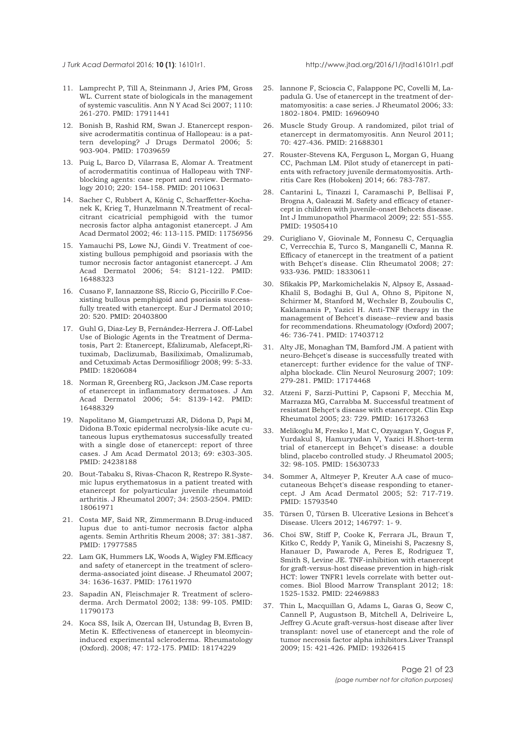11. Lamprecht P, Till A, Steinmann J, Aries PM, Gross WL. Current state of biologicals in the management of systemic vasculitis. Ann N Y Acad Sci 2007; 1110: 261-270. PMID: 17911441

12. Bonish B, Rashid RM, Swan J. Etanercept responsive acrodermatitis continua of Hallopeau: is a pattern developing? J Drugs Dermatol 2006; 5: 903-904. PMID: 17039659

13. Puig L, Barco D, Vilarrasa E, Alomar A. Treatment of acrodermatitis continua of Hallopeau with TNF-blocking agents: case report and review. Dermatology 2010; 220: 154-158. PMID: 20110631

14. Sacher C, Rubbert A, König C, Scharffetter-Kochanek K, Krieg T, Hunzelmann N.Treatment of recalcitrant cicatricial pemphigoid with the tumor necrosis factor alpha antagonist etanercept. J Am Acad Dermatol 2002; 46: 113-115. PMID: 11756956

15. Yamauchi PS, Lowe NJ, Gindi V. Treatment of coexisting bullous pemphigoid and psoriasis with the tumor necrosis factor antagonist etanercept. J Am Acad Dermatol 2006; 54: S121-122. PMID: 16488323

16. Cusano F, Iannazzone SS, Riccio G, Piccirillo F.Coexisting bullous pemphigoid and psoriasis successfully treated with etanercept. Eur J Dermatol 2010; 20: 520. PMID: 20403800

17. Guhl G, Díaz-Ley B, Fernández-Herrera J. Off-Label Use of Biologic Agents in the Treatment of Dermatosis, Part 2: Etanercept, Efalizumab, Alefacept,Rituximab, Daclizumab, Basiliximab, Omalizumab, and Cetuximab Actas Dermosifiliogr 2008; 99: 5-33. PMID: 18206084

18. Norman R, Greenberg RG, Jackson JM.Case reports of etanercept in inflammatory dermatoses. J Am Acad Dermatol 2006; 54: S139-142. PMID: 16488329

19. Napolitano M, Giampetruzzi AR, Didona D, Papi M, Didona B.Toxic epidermal necrolysis-like acute cutaneous lupus erythematosus successfully treated with a single dose of etanercept: report of three cases. J Am Acad Dermatol 2013; 69: e303-305. PMID: 24238188

20. Bout-Tabaku S, Rivas-Chacon R, Restrepo R.Systemic lupus erythematosus in a patient treated with etanercept for polyarticular juvenile rheumatoid arthritis. J Rheumatol 2007; 34: 2503-2504. PMID: 18061971

21. Costa MF, Said NR, Zimmermann B.Drug-induced lupus due to anti-tumor necrosis factor alpha agents. Semin Arthritis Rheum 2008; 37: 381-387. PMID: 17977585

22. Lam GK, Hummers LK, Woods A, Wigley FM.Efficacy and safety of etanercept in the treatment of scleroderma-associated joint disease. J Rheumatol 2007; 34: 1636-1637. PMID: 17611970

23. Sapadin AN, Fleischmajer R. Treatment of scleroderma. Arch Dermatol 2002; 138: 99-105. PMID: 11790173

24. Koca SS, Isik A, Ozercan IH, Ustundag B, Evren B, Metin K. Effectiveness of etanercept in bleomycin-induced experimental scleroderma. Rheumatology (Oxford). 2008; 47: 172-175. PMID: 18174229

25. Iannone F, Scioscia C, Falappone PC, Covelli M, Lapadula G. Use of etanercept in the treatment of dermatomyositis: a case series. J Rheumatol 2006; 33: 1802-1804. PMID: 16960940

26. Muscle Study Group. A randomized, pilot trial of etanercept in dermatomyositis. Ann Neurol 2011; 70: 427-436. PMID: 21688301

27. Rouster-Stevens KA, Ferguson L, Morgan G, Huang CC, Pachman LM. Pilot study of etanercept in patients with refractory juvenile dermatomyositis. Arthritis Care Res (Hoboken) 2014; 66: 783-787.

28. Cantarini L, Tinazzi I, Caramaschi P, Bellisai F, Brogna A, Galeazzi M. Safety and efficacy of etanercept in children with juvenile-onset Behcets disease. Int J Immunopathol Pharmacol 2009; 22: 551-555. PMID: 19505410

29. Curigliano V, Giovinale M, Fonnesu C, Cerquaglia C, Verrecchia E, Turco S, Manganelli C, Manna R. Efficacy of etanercept in the treatment of a patient with Behçet's disease. Clin Rheumatol 2008; 27: 933-936. PMID: 18330611

30. Sfikakis PP, Markomichelakis N, Alpsoy E, Assaad-Khalil S, Bodaghi B, Gul A, Ohno S, Pipitone N, Schirmer M, Stanford M, Wechsler B, Zouboulis C, Kaklamanis P, Yazici H. Anti-TNF therapy in the management of Behcet's disease--review and basis for recommendations. Rheumatology (Oxford) 2007; 46: 736-741. PMID: 17403712

31. Alty JE, Monaghan TM, Bamford JM. A patient with neuro-Behçet's disease is successfully treated with etanercept: further evidence for the value of TNF-alpha blockade. Clin Neurol Neurosurg 2007; 109: 279-281. PMID: 17174468

32. Atzeni F, Sarzi-Puttini P, Capsoni F, Mecchia M, Marrazza MG, Carrabba M. Successful treatment of resistant Behçet's disease with etanercept. Clin Exp Rheumatol 2005; 23: 729. PMID: 16173263

33. Melikoglu M, Fresko I, Mat C, Ozyazgan Y, Gogus F, Yurdakul S, Hamuryudan V, Yazici H.Short-term trial of etanercept in Behçet's disease: a double blind, placebo controlled study. J Rheumatol 2005; 32: 98-105. PMID: 15630733

34. Sommer A, Altmeyer P, Kreuter A.A case of mucocutaneous Behçet's disease responding to etanercept. J Am Acad Dermatol 2005; 52: 717-719. PMID: 15793540

35. Türsen Ü, Türsen B. Ulcerative Lesions in Behcet's Disease. Ulcers 2012; 146797: 1- 9.

36. Choi SW, Stiff P, Cooke K, Ferrara JL, Braun T, Kitko C, Reddy P, Yanik G, Mineishi S, Paczesny S, Hanauer D, Pawarode A, Peres E, Rodriguez T, Smith S, Levine JE. TNF-inhibition with etanercept for graft-versus-host disease prevention in high-risk HCT: lower TNFR1 levels correlate with better outcomes. Biol Blood Marrow Transplant 2012; 18: 1525-1532. PMID: 22469883

37. Thin L, Macquillan G, Adams L, Garas G, Seow C, Cannell P, Augustson B, Mitchell A, Delriveire L, Jeffrey G.Acute graft-versus-host disease after liver transplant: novel use of etanercept and the role of tumor necrosis factor alpha inhibitors.Liver Transpl 2009; 15: 421-426. PMID: 19326415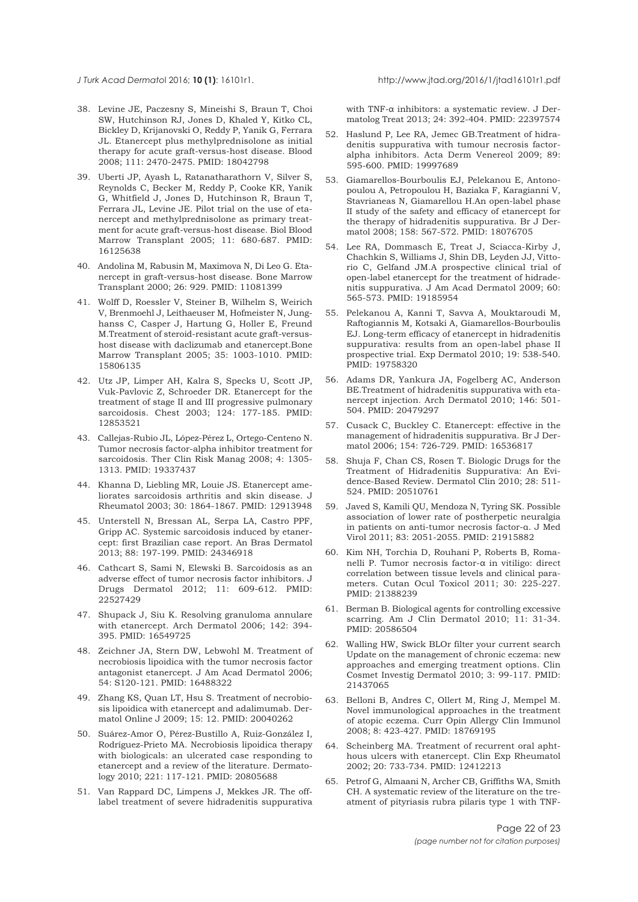38. Levine JE, Paczesny S, Mineishi S, Braun T, Choi SW, Hutchinson RJ, Jones D, Khaled Y, Kitko CL, Bickley D, Krijanovski O, Reddy P, Yanik G, Ferrara JL. Etanercept plus methylprednisolone as initial therapy for acute graft-versus-host disease. Blood 2008; 111: 2470-2475. PMID: 18042798

39. Uberti JP, Ayash L, Ratanatharathorn V, Silver S, Reynolds C, Becker M, Reddy P, Cooke KR, Yanik G, Whitfield J, Jones D, Hutchinson R, Braun T, Ferrara JL, Levine JE. Pilot trial on the use of etanercept and methylprednisolone as primary treatment for acute graft-versus-host disease. Biol Blood Marrow Transplant 2005; 11: 680-687. PMID: 16125638

40. Andolina M, Rabusin M, Maximova N, Di Leo G. Etanercept in graft-versus-host disease. Bone Marrow Transplant 2000; 26: 929. PMID: 11081399

41. Wolff D, Roessler V, Steiner B, Wilhelm S, Weirich V, Brenmoehl J, Leithaeuser M, Hofmeister N, Junghanss C, Casper J, Hartung G, Holler E, Freund M.Treatment of steroid-resistant acute graft-versus-host disease with daclizumab and etanercept.Bone Marrow Transplant 2005; 35: 1003-1010. PMID: 15806135

42. Utz JP, Limper AH, Kalra S, Specks U, Scott JP, Vuk-Pavlovic Z, Schroeder DR. Etanercept for the treatment of stage II and III progressive pulmonary sarcoidosis. Chest 2003; 124: 177-185. PMID: 12853521

43. Callejas-Rubio JL, López-Pérez L, Ortego-Centeno N. Tumor necrosis factor-alpha inhibitor treatment for sarcoidosis. Ther Clin Risk Manag 2008; 4: 1305-1313. PMID: 19337437

44. Khanna D, Liebling MR, Louie JS. Etanercept ameliorates sarcoidosis arthritis and skin disease. J Rheumatol 2003; 30: 1864-1867. PMID: 12913948

45. Unterstell N, Bressan AL, Serpa LA, Castro PPF, Gripp AC. Systemic sarcoidosis induced by etanercept: first Brazilian case report. An Bras Dermatol 2013; 88: 197-199. PMID: 24346918

46. Cathcart S, Sami N, Elewski B. Sarcoidosis as an adverse effect of tumor necrosis factor inhibitors. J Drugs Dermatol 2012; 11: 609-612. PMID: 22527429

47. Shupack J, Siu K. Resolving granuloma annulare with etanercept. Arch Dermatol 2006; 142: 394-395. PMID: 16549725

48. Zeichner JA, Stern DW, Lebwohl M. Treatment of necrobiosis lipoidica with the tumor necrosis factor antagonist etanercept. J Am Acad Dermatol 2006; 54: S120-121. PMID: 16488322

49. Zhang KS, Quan LT, Hsu S. Treatment of necrobiosis lipoidica with etanercept and adalimumab. Dermatol Online J 2009; 15: 12. PMID: 20040262

50. Suárez-Amor O, Pérez-Bustillo A, Ruiz-González I, Rodríguez-Prieto MA. Necrobiosis lipoidica therapy with biologicals: an ulcerated case responding to etanercept and a review of the literature. Dermatology 2010; 221: 117-121. PMID: 20805688

51. Van Rappard DC, Limpens J, Mekkes JR. The off-label treatment of severe hidradenitis suppurativa with TNF-α inhibitors: a systematic review. J Dermatolog Treat 2013; 24: 392-404. PMID: 22397574

52. Haslund P, Lee RA, Jemec GB.Treatment of hidradenitis suppurativa with tumour necrosis factor-alpha inhibitors. Acta Derm Venereol 2009; 89: 595-600. PMID: 19997689

53. Giamarellos-Bourboulis EJ, Pelekanou E, Antonopoulou A, Petropoulou H, Baziaka F, Karagianni V, Stavrianeas N, Giamarellou H.An open-label phase II study of the safety and efficacy of etanercept for the therapy of hidradenitis suppurativa. Br J Dermatol 2008; 158: 567-572. PMID: 18076705

54. Lee RA, Dommasch E, Treat J, Sciacca-Kirby J, Chachkin S, Williams J, Shin DB, Leyden JJ, Vittorio C, Gelfand JM.A prospective clinical trial of open-label etanercept for the treatment of hidradenitis suppurativa. J Am Acad Dermatol 2009; 60: 565-573. PMID: 19185954

55. Pelekanou A, Kanni T, Savva A, Mouktaroudi M, Raftogiannis M, Kotsaki A, Giamarellos-Bourboulis EJ. Long-term efficacy of etanercept in hidradenitis suppurativa: results from an open-label phase II prospective trial. Exp Dermatol 2010; 19: 538-540. PMID: 19758320

56. Adams DR, Yankura JA, Fogelberg AC, Anderson BE.Treatment of hidradenitis suppurativa with etanercept injection. Arch Dermatol 2010; 146: 501-504. PMID: 20479297

57. Cusack C, Buckley C. Etanercept: effective in the management of hidradenitis suppurativa. Br J Dermatol 2006; 154: 726-729. PMID: 16536817

58. Shuja F, Chan CS, Rosen T. Biologic Drugs for the Treatment of Hidradenitis Suppurativa: An Evidence-Based Review. Dermatol Clin 2010; 28: 511-524. PMID: 20510761

59. Javed S, Kamili QU, Mendoza N, Tyring SK. Possible association of lower rate of postherpetic neuralgia in patients on anti-tumor necrosis factor-α. J Med Virol 2011; 83: 2051-2055. PMID: 21915882

60. Kim NH, Torchia D, Rouhani P, Roberts B, Romanelli P. Tumor necrosis factor-α in vitiligo: direct correlation between tissue levels and clinical parameters. Cutan Ocul Toxicol 2011; 30: 225-227. PMID: 21388239

61. Berman B. Biological agents for controlling excessive scarring. Am J Clin Dermatol 2010; 11: 31-34. PMID: 20586504

62. Walling HW, Swick BLOr filter your current search Update on the management of chronic eczema: new approaches and emerging treatment options. Clin Cosmet Investig Dermatol 2010; 3: 99-117. PMID: 21437065

63. Belloni B, Andres C, Ollert M, Ring J, Mempel M. Novel immunological approaches in the treatment of atopic eczema. Curr Opin Allergy Clin Immunol 2008; 8: 423-427. PMID: 18769195

64. Scheinberg MA. Treatment of recurrent oral aphthous ulcers with etanercept. Clin Exp Rheumatol 2002; 20: 733-734. PMID: 12412213

65. Petrof G, Almaani N, Archer CB, Griffiths WA, Smith CH. A systematic review of the literature on the treatment of pityriasis rubra pilaris type 1 with TNF-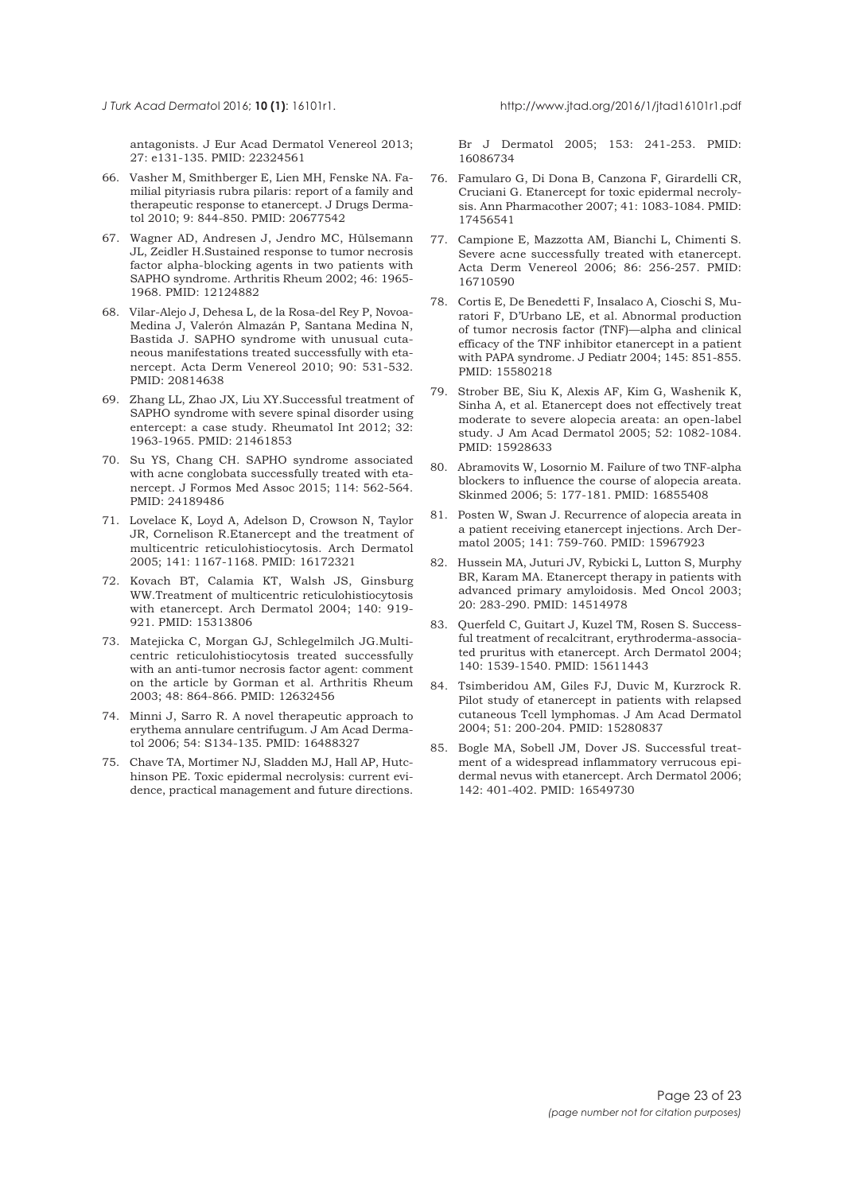antagonists. J Eur Acad Dermatol Venereol 2013; 27: e131-135. PMID: 22324561

66. Vasher M, Smithberger E, Lien MH, Fenske NA. Familial pityriasis rubra pilaris: report of a family and therapeutic response to etanercept. J Drugs Dermatol 2010; 9: 844-850. PMID: 20677542

67. Wagner AD, Andresen J, Jendro MC, Hülsemann JL, Zeidler H.Sustained response to tumor necrosis factor alpha-blocking agents in two patients with SAPHO syndrome. Arthritis Rheum 2002; 46: 1965-1968. PMID: 12124882

68. Vilar-Alejo J, Dehesa L, de la Rosa-del Rey P, Novoa-Medina J, Valerón Almazán P, Santana Medina N, Bastida J. SAPHO syndrome with unusual cutaneous manifestations treated successfully with etanercept. Acta Derm Venereol 2010; 90: 531-532. PMID: 20814638

69. Zhang LL, Zhao JX, Liu XY.Successful treatment of SAPHO syndrome with severe spinal disorder using entercept: a case study. Rheumatol Int 2012; 32: 1963-1965. PMID: 21461853

70. Su YS, Chang CH. SAPHO syndrome associated with acne conglobata successfully treated with etanercept. J Formos Med Assoc 2015; 114: 562-564. PMID: 24189486

71. Lovelace K, Loyd A, Adelson D, Crowson N, Taylor JR, Cornelison R.Etanercept and the treatment of multicentric reticulohistiocytosis. Arch Dermatol 2005; 141: 1167-1168. PMID: 16172321

72. Kovach BT, Calamia KT, Walsh JS, Ginsburg WW.Treatment of multicentric reticulohistiocytosis with etanercept. Arch Dermatol 2004; 140: 919-921. PMID: 15313806

73. Matejicka C, Morgan GJ, Schlegelmilch JG.Multicentric reticulohistiocytosis treated successfully with an anti-tumor necrosis factor agent: comment on the article by Gorman et al. Arthritis Rheum 2003; 48: 864-866. PMID: 12632456

74. Minni J, Sarro R. A novel therapeutic approach to erythema annulare centrifugum. J Am Acad Dermatol 2006; 54: S134-135. PMID: 16488327

75. Chave TA, Mortimer NJ, Sladden MJ, Hall AP, Hutchinson PE. Toxic epidermal necrolysis: current evidence, practical management and future directions. Br J Dermatol 2005; 153: 241-253. PMID: 16086734

76. Famularo G, Di Dona B, Canzona F, Girardelli CR, Cruciani G. Etanercept for toxic epidermal necrolysis. Ann Pharmacother 2007; 41: 1083-1084. PMID: 17456541

77. Campione E, Mazzotta AM, Bianchi L, Chimenti S. Severe acne successfully treated with etanercept. Acta Derm Venereol 2006; 86: 256-257. PMID: 16710590

78. Cortis E, De Benedetti F, Insalaco A, Cioschi S, Muratori F, D'Urbano LE, et al. Abnormal production of tumor necrosis factor (TNF)—alpha and clinical efficacy of the TNF inhibitor etanercept in a patient with PAPA syndrome. J Pediatr 2004; 145: 851-855. PMID: 15580218

79. Strober BE, Siu K, Alexis AF, Kim G, Washenik K, Sinha A, et al. Etanercept does not effectively treat moderate to severe alopecia areata: an open-label study. J Am Acad Dermatol 2005; 52: 1082-1084. PMID: 15928633

80. Abramovits W, Losornio M. Failure of two TNF-alpha blockers to influence the course of alopecia areata. Skinmed 2006; 5: 177-181. PMID: 16855408

81. Posten W, Swan J. Recurrence of alopecia areata in a patient receiving etanercept injections. Arch Dermatol 2005; 141: 759-760. PMID: 15967923

82. Hussein MA, Juturi JV, Rybicki L, Lutton S, Murphy BR, Karam MA. Etanercept therapy in patients with advanced primary amyloidosis. Med Oncol 2003; 20: 283-290. PMID: 14514978

83. Querfeld C, Guitart J, Kuzel TM, Rosen S. Successful treatment of recalcitrant, erythroderma-associated pruritus with etanercept. Arch Dermatol 2004; 140: 1539-1540. PMID: 15611443

84. Tsimberidou AM, Giles FJ, Duvic M, Kurzrock R. Pilot study of etanercept in patients with relapsed cutaneous Tcell lymphomas. J Am Acad Dermatol 2004; 51: 200-204. PMID: 15280837

85. Bogle MA, Sobell JM, Dover JS. Successful treatment of a widespread inflammatory verrucous epidermal nevus with etanercept. Arch Dermatol 2006; 142: 401-402. PMID: 16549730